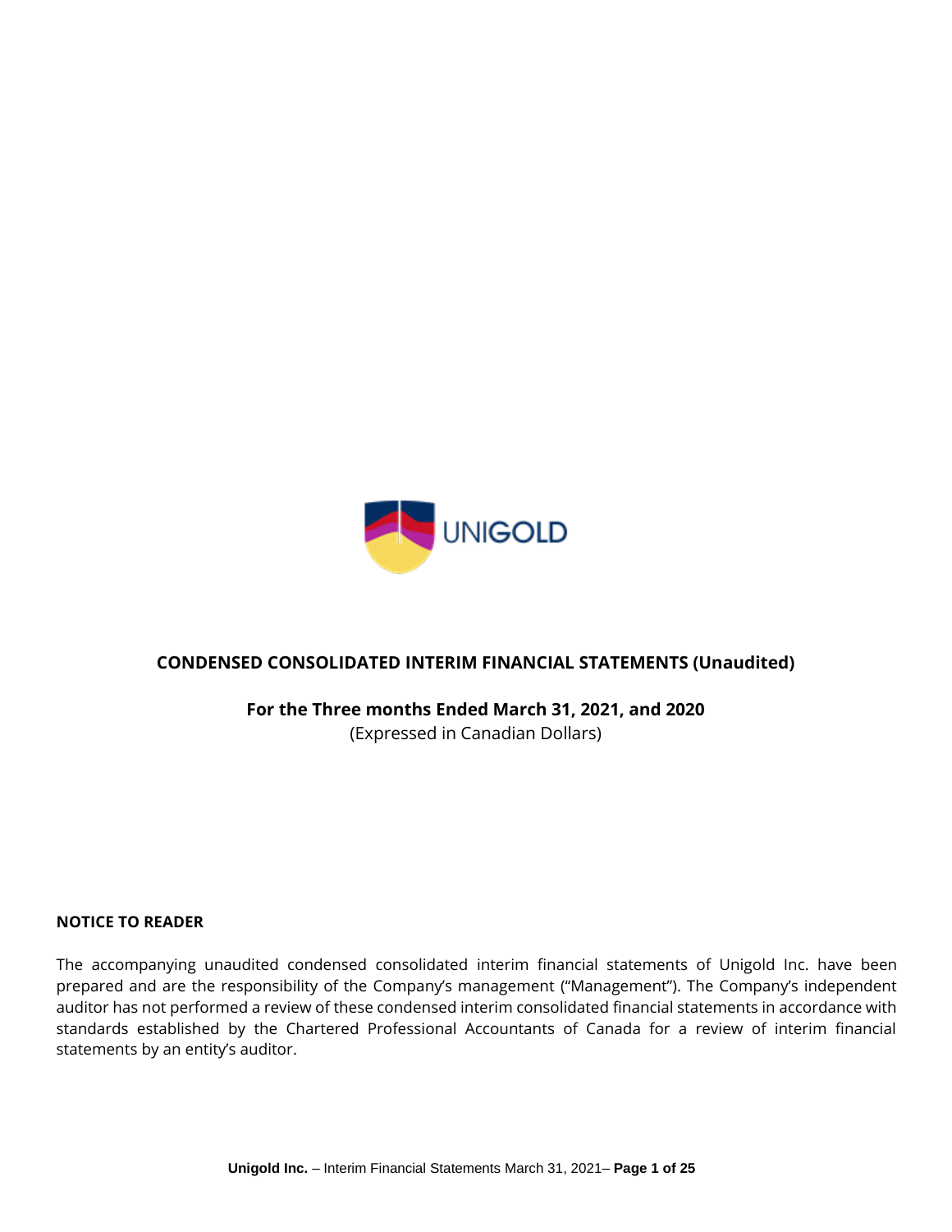UNIGOLD

# CONDENSED CONSOLIDATED INTERIM FINANCIAL STATEMENTS (Unaudited)

**For the Three months Ended March 31, 2021, and 2020**

(Expressed in Canadian Dollars)

**NOTICE TO READER**

The accompanying unaudited condensed consolidated interim financial statements of Unigold Inc. have been prepared and are the responsibility of the Company's management ("Management"). The Company's independent auditor has not performed a review of these condensed interim consolidated financial statements in accordance with standards established by the Chartered Professional Accountants of Canada for a review of interim financial statements by an entity's auditor.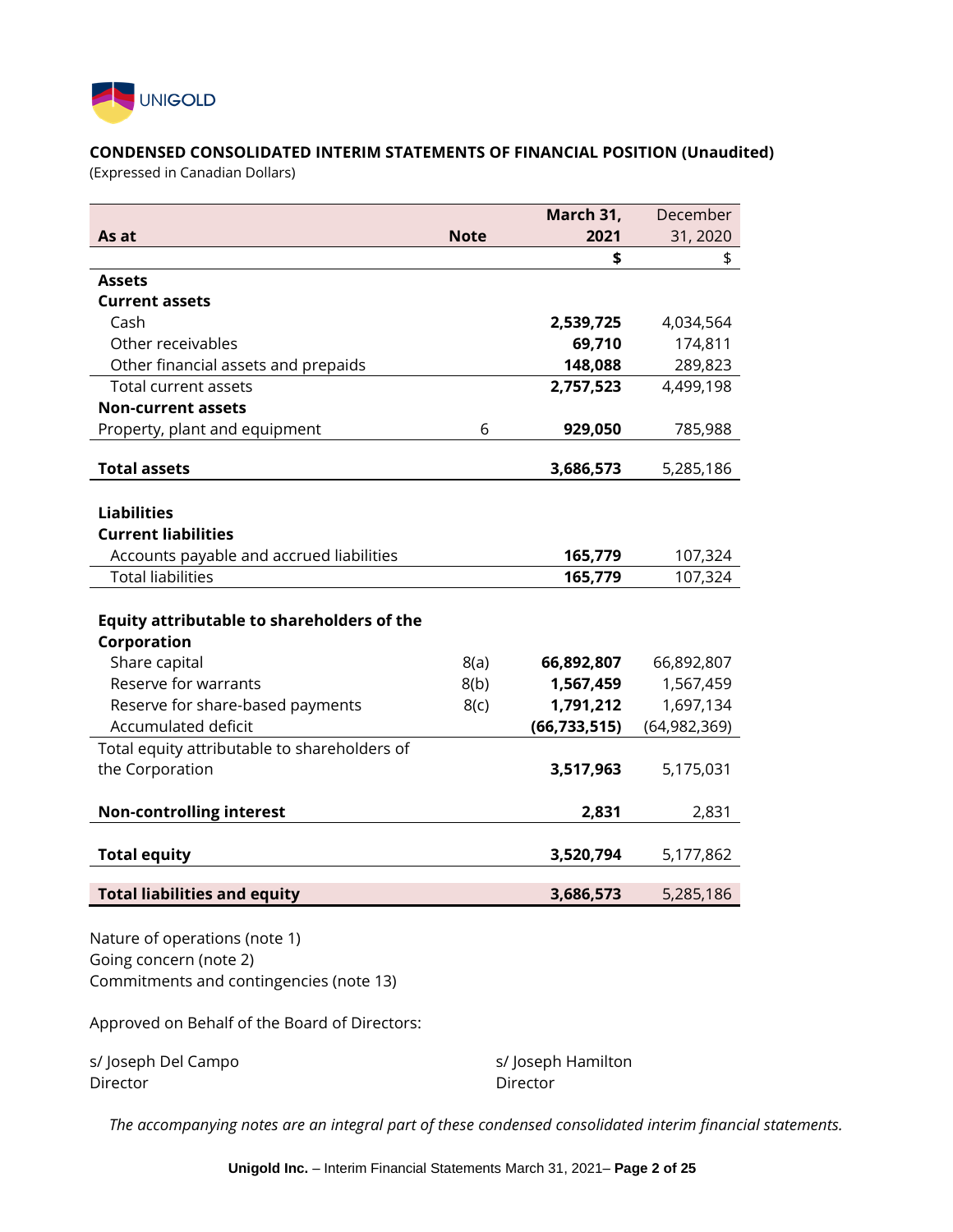UNIGOLD

**CONDENSED CONSOLIDATED INTERIM STATEMENTS OF FINANCIAL POSITION (Unaudited)**
(Expressed in Canadian Dollars)

| As at | Note | March 31, 2021 | December 31, 2020 |
|---|---|---|---|
| | | $ | $ |
| **Assets** | | | |
| **Current assets** | | | |
| Cash | | **2,539,725** | 4,034,564 |
| Other receivables | | **69,710** | 174,811 |
| Other financial assets and prepaids | | **148,088** | 289,823 |
| Total current assets | | **2,757,523** | 4,499,198 |
| **Non-current assets** | | | |
| Property, plant and equipment | 6 | **929,050** | 785,988 |
| **Total assets** | | **3,686,573** | 5,285,186 |
| **Liabilities** | | | |
| **Current liabilities** | | | |
| Accounts payable and accrued liabilities | | **165,779** | 107,324 |
| Total liabilities | | **165,779** | 107,324 |
| **Equity attributable to shareholders of the Corporation** | | | |
| Share capital | 8(a) | **66,892,807** | 66,892,807 |
| Reserve for warrants | 8(b) | **1,567,459** | 1,567,459 |
| Reserve for share-based payments | 8(c) | **1,791,212** | 1,697,134 |
| Accumulated deficit | | **(66,733,515)** | (64,982,369) |
| Total equity attributable to shareholders of the Corporation | | **3,517,963** | 5,175,031 |
| **Non-controlling interest** | | **2,831** | 2,831 |
| **Total equity** | | **3,520,794** | 5,177,862 |
| **Total liabilities and equity** | | **3,686,573** | 5,285,186 |

Nature of operations (note 1)
Going concern (note 2)
Commitments and contingencies (note 13)

Approved on Behalf of the Board of Directors:

s/ Joseph Del Campo
Director

s/ Joseph Hamilton
Director

*The accompanying notes are an integral part of these condensed consolidated interim financial statements.*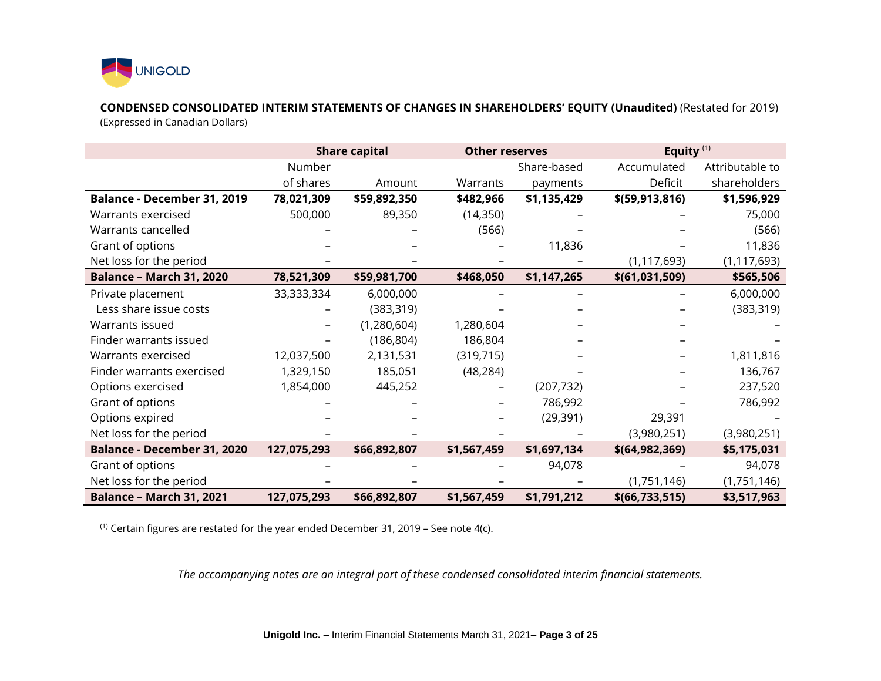**CONDENSED CONSOLIDATED INTERIM STATEMENTS OF CHANGES IN SHAREHOLDERS' EQUITY (Unaudited)** (Restated for 2019)
(Expressed in Canadian Dollars)

| | Share capital | | Other reserves | | Equity [(1)] | |
|---|---|---|---|---|---|---|
| | Number of shares | Amount | Warrants | Share-based payments | Accumulated Deficit | Attributable to shareholders |
| **Balance - December 31, 2019** | **78,021,309** | **$59,892,350** | **$482,966** | **$1,135,429** | **$(59,913,816)** | **$1,596,929** |
| Warrants exercised | 500,000 | 89,350 | (14,350) | – | – | 75,000 |
| Warrants cancelled | – | – | (566) | – | – | (566) |
| Grant of options | – | – | – | 11,836 | – | 11,836 |
| Net loss for the period | – | – | – | – | (1,117,693) | (1,117,693) |
| **Balance – March 31, 2020** | **78,521,309** | **$59,981,700** | **$468,050** | **$1,147,265** | **$(61,031,509)** | **$565,506** |
| Private placement | 33,333,334 | 6,000,000 | – | – | – | 6,000,000 |
| Less share issue costs | – | (383,319) | – | – | – | (383,319) |
| Warrants issued | – | (1,280,604) | 1,280,604 | – | – | – |
| Finder warrants issued | – | (186,804) | 186,804 | – | – | – |
| Warrants exercised | 12,037,500 | 2,131,531 | (319,715) | – | – | 1,811,816 |
| Finder warrants exercised | 1,329,150 | 185,051 | (48,284) | – | – | 136,767 |
| Options exercised | 1,854,000 | 445,252 | – | (207,732) | – | 237,520 |
| Grant of options | – | – | – | 786,992 | – | 786,992 |
| Options expired | – | – | – | (29,391) | 29,391 | – |
| Net loss for the period | – | – | – | – | (3,980,251) | (3,980,251) |
| **Balance - December 31, 2020** | **127,075,293** | **$66,892,807** | **$1,567,459** | **$1,697,134** | **$(64,982,369)** | **$5,175,031** |
| Grant of options | – | – | – | 94,078 | – | 94,078 |
| Net loss for the period | – | – | – | – | (1,751,146) | (1,751,146) |
| **Balance – March 31, 2021** | **127,075,293** | **$66,892,807** | **$1,567,459** | **$1,791,212** | **$(66,733,515)** | **$3,517,963** |

[(1)] Certain figures are restated for the year ended December 31, 2019 – See note 4(c).

*The accompanying notes are an integral part of these condensed consolidated interim financial statements.*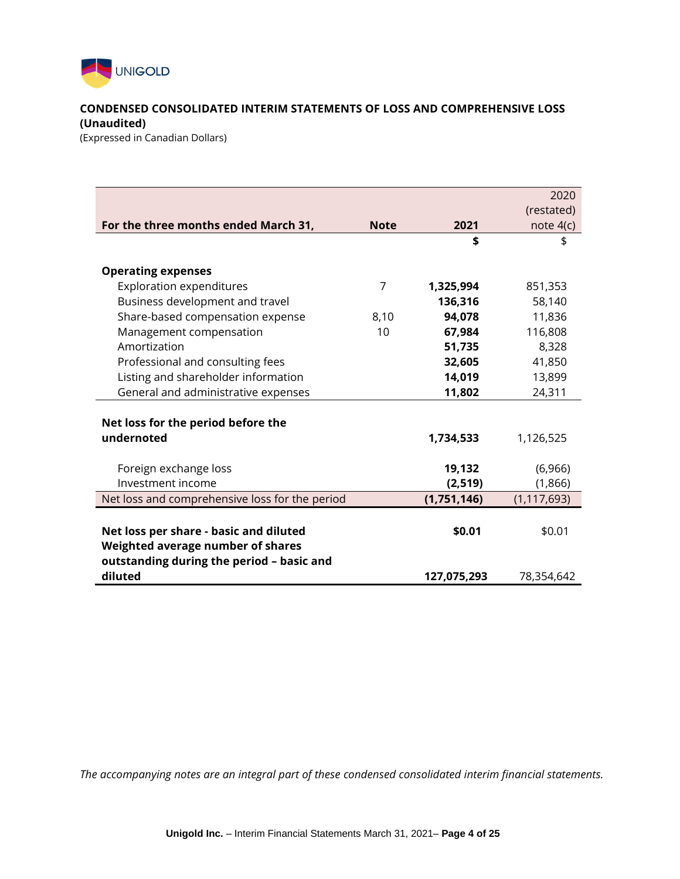UNIGOLD

**CONDENSED CONSOLIDATED INTERIM STATEMENTS OF LOSS AND COMPREHENSIVE LOSS (Unaudited)**

(Expressed in Canadian Dollars)

| For the three months ended March 31, | Note | 2021 | 2020 (restated) note 4(c) |
|---|---|---|---|
| | | **$** | $ |
| **Operating expenses** | | | |
| Exploration expenditures | 7 | **1,325,994** | 851,353 |
| Business development and travel | | **136,316** | 58,140 |
| Share-based compensation expense | 8,10 | **94,078** | 11,836 |
| Management compensation | 10 | **67,984** | 116,808 |
| Amortization | | **51,735** | 8,328 |
| Professional and consulting fees | | **32,605** | 41,850 |
| Listing and shareholder information | | **14,019** | 13,899 |
| General and administrative expenses | | **11,802** | 24,311 |
| **Net loss for the period before the undernoted** | | **1,734,533** | 1,126,525 |
| Foreign exchange loss | | **19,132** | (6,966) |
| Investment income | | **(2,519)** | (1,866) |
| Net loss and comprehensive loss for the period | | **(1,751,146)** | (1,117,693) |
| **Net loss per share - basic and diluted** | | **$0.01** | $0.01 |
| **Weighted average number of shares outstanding during the period – basic and diluted** | | **127,075,293** | 78,354,642 |

*The accompanying notes are an integral part of these condensed consolidated interim financial statements.*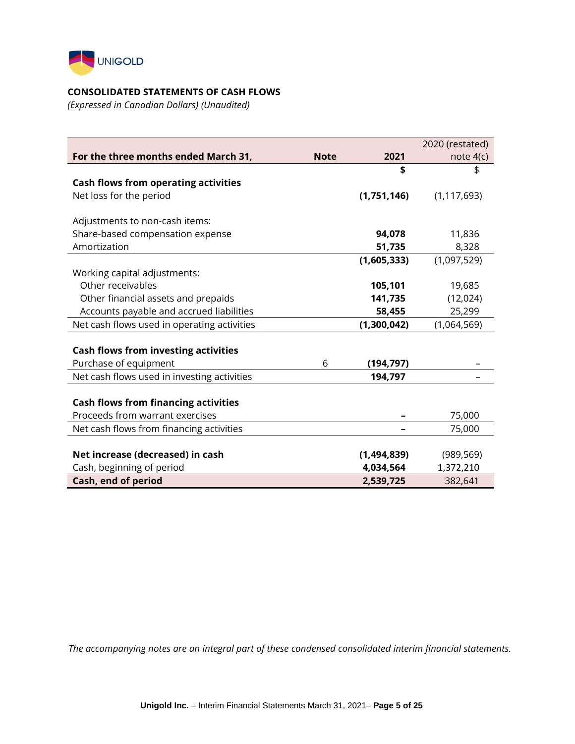UNIGOLD

**CONSOLIDATED STATEMENTS OF CASH FLOWS**

*(Expressed in Canadian Dollars) (Unaudited)*

| For the three months ended March 31, | Note | 2021 | 2020 (restated) note 4(c) |
|---|---|---|---|
| | | **$** | $ |
| **Cash flows from operating activities** | | | |
| Net loss for the period | | **(1,751,146)** | (1,117,693) |
| | | | |
| Adjustments to non-cash items: | | | |
| Share-based compensation expense | | **94,078** | 11,836 |
| Amortization | | **51,735** | 8,328 |
| | | **(1,605,333)** | (1,097,529) |
| Working capital adjustments: | | | |
| Other receivables | | **105,101** | 19,685 |
| Other financial assets and prepaids | | **141,735** | (12,024) |
| Accounts payable and accrued liabilities | | **58,455** | 25,299 |
| Net cash flows used in operating activities | | **(1,300,042)** | (1,064,569) |
| | | | |
| **Cash flows from investing activities** | | | |
| Purchase of equipment | 6 | **(194,797)** | – |
| Net cash flows used in investing activities | | **194,797** | – |
| | | | |
| **Cash flows from financing activities** | | | |
| Proceeds from warrant exercises | | **–** | 75,000 |
| Net cash flows from financing activities | | **–** | 75,000 |
| | | | |
| **Net increase (decreased) in cash** | | **(1,494,839)** | (989,569) |
| Cash, beginning of period | | **4,034,564** | 1,372,210 |
| **Cash, end of period** | | **2,539,725** | 382,641 |

*The accompanying notes are an integral part of these condensed consolidated interim financial statements.*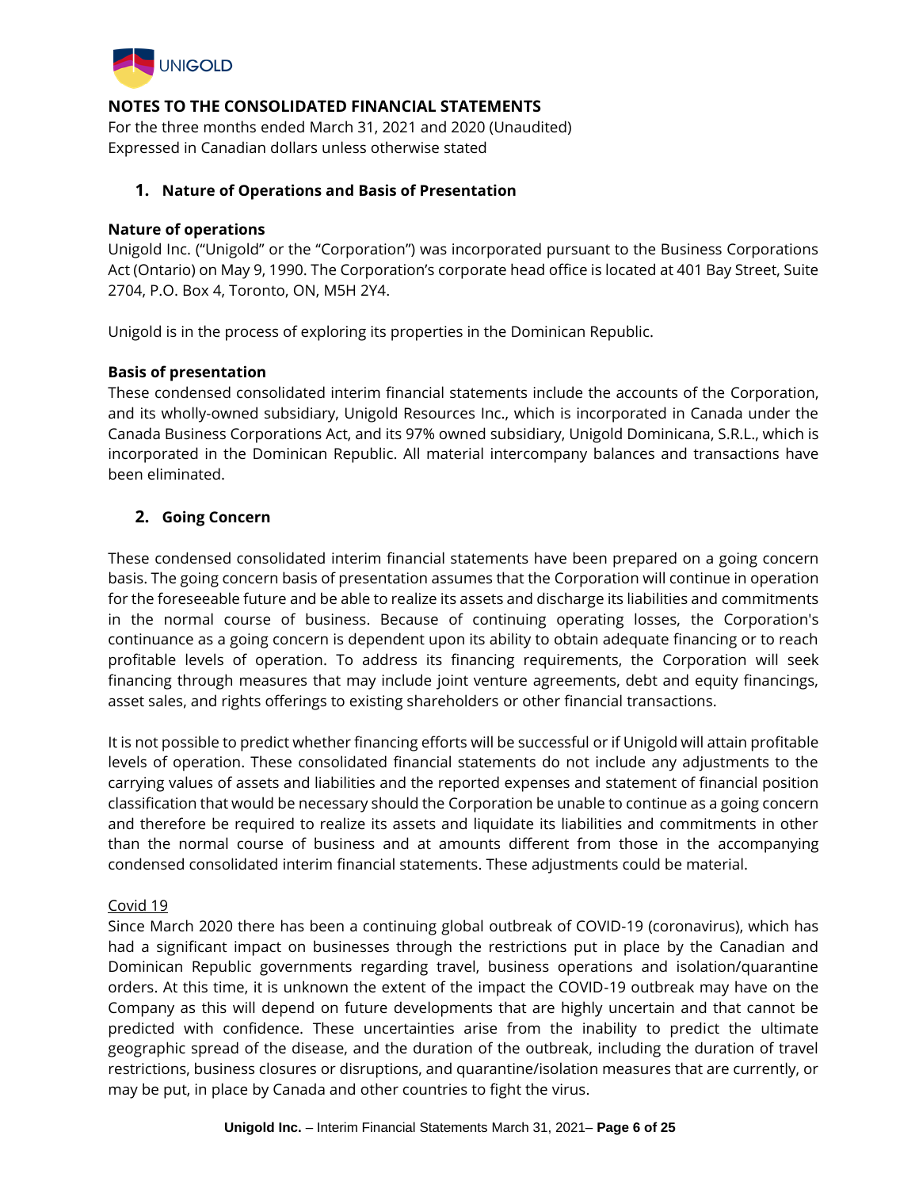## NOTES TO THE CONSOLIDATED FINANCIAL STATEMENTS

For the three months ended March 31, 2021 and 2020 (Unaudited)
Expressed in Canadian dollars unless otherwise stated

### 1. Nature of Operations and Basis of Presentation

**Nature of operations**

Unigold Inc. ("Unigold" or the "Corporation") was incorporated pursuant to the Business Corporations Act (Ontario) on May 9, 1990. The Corporation's corporate head office is located at 401 Bay Street, Suite 2704, P.O. Box 4, Toronto, ON, M5H 2Y4.

Unigold is in the process of exploring its properties in the Dominican Republic.

**Basis of presentation**

These condensed consolidated interim financial statements include the accounts of the Corporation, and its wholly-owned subsidiary, Unigold Resources Inc., which is incorporated in Canada under the Canada Business Corporations Act, and its 97% owned subsidiary, Unigold Dominicana, S.R.L., which is incorporated in the Dominican Republic. All material intercompany balances and transactions have been eliminated.

### 2. Going Concern

These condensed consolidated interim financial statements have been prepared on a going concern basis. The going concern basis of presentation assumes that the Corporation will continue in operation for the foreseeable future and be able to realize its assets and discharge its liabilities and commitments in the normal course of business. Because of continuing operating losses, the Corporation's continuance as a going concern is dependent upon its ability to obtain adequate financing or to reach profitable levels of operation. To address its financing requirements, the Corporation will seek financing through measures that may include joint venture agreements, debt and equity financings, asset sales, and rights offerings to existing shareholders or other financial transactions.

It is not possible to predict whether financing efforts will be successful or if Unigold will attain profitable levels of operation. These consolidated financial statements do not include any adjustments to the carrying values of assets and liabilities and the reported expenses and statement of financial position classification that would be necessary should the Corporation be unable to continue as a going concern and therefore be required to realize its assets and liquidate its liabilities and commitments in other than the normal course of business and at amounts different from those in the accompanying condensed consolidated interim financial statements. These adjustments could be material.

Covid 19

Since March 2020 there has been a continuing global outbreak of COVID-19 (coronavirus), which has had a significant impact on businesses through the restrictions put in place by the Canadian and Dominican Republic governments regarding travel, business operations and isolation/quarantine orders. At this time, it is unknown the extent of the impact the COVID-19 outbreak may have on the Company as this will depend on future developments that are highly uncertain and that cannot be predicted with confidence. These uncertainties arise from the inability to predict the ultimate geographic spread of the disease, and the duration of the outbreak, including the duration of travel restrictions, business closures or disruptions, and quarantine/isolation measures that are currently, or may be put, in place by Canada and other countries to fight the virus.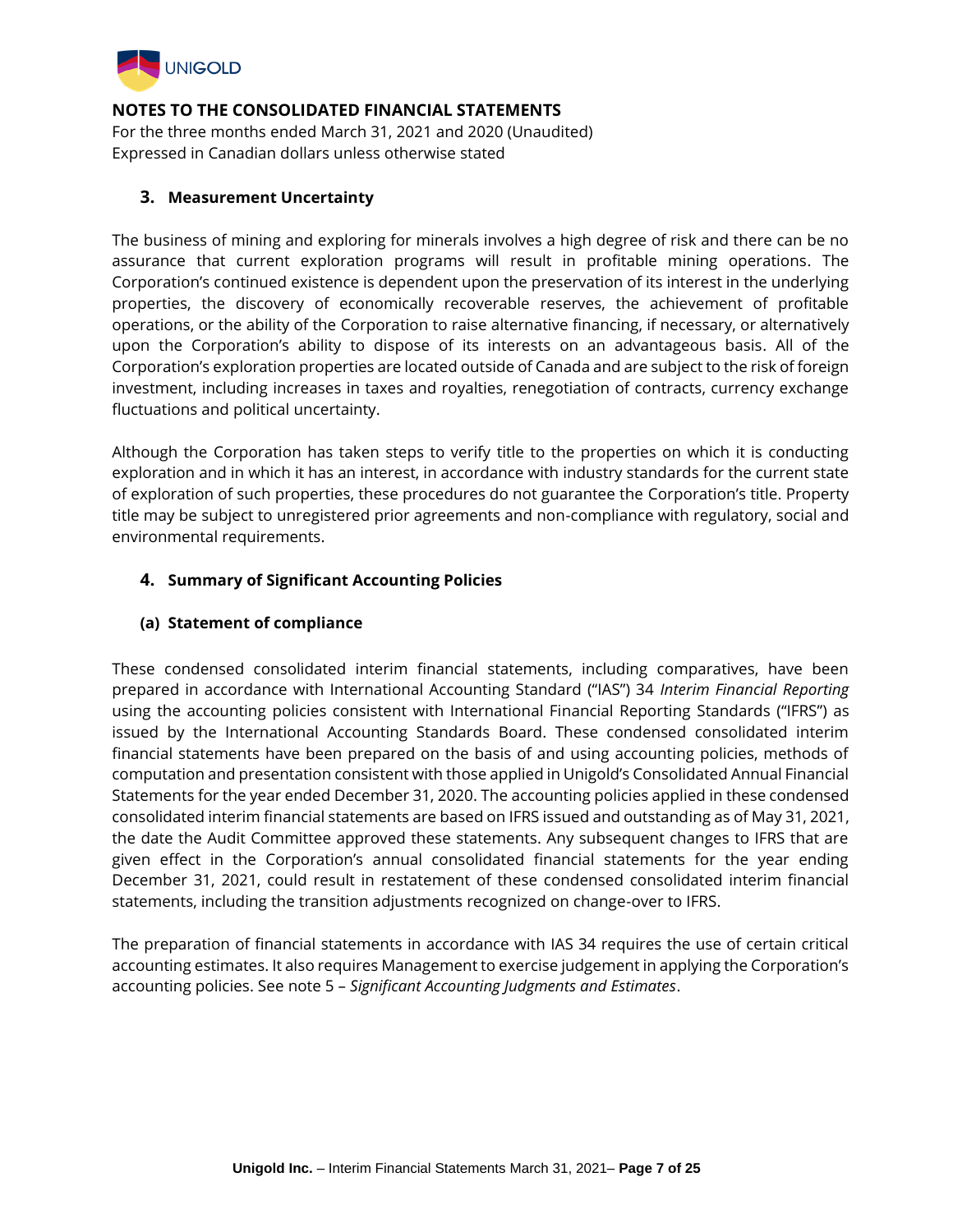## NOTES TO THE CONSOLIDATED FINANCIAL STATEMENTS

For the three months ended March 31, 2021 and 2020 (Unaudited)
Expressed in Canadian dollars unless otherwise stated

### 3. Measurement Uncertainty

The business of mining and exploring for minerals involves a high degree of risk and there can be no assurance that current exploration programs will result in profitable mining operations. The Corporation's continued existence is dependent upon the preservation of its interest in the underlying properties, the discovery of economically recoverable reserves, the achievement of profitable operations, or the ability of the Corporation to raise alternative financing, if necessary, or alternatively upon the Corporation's ability to dispose of its interests on an advantageous basis. All of the Corporation's exploration properties are located outside of Canada and are subject to the risk of foreign investment, including increases in taxes and royalties, renegotiation of contracts, currency exchange fluctuations and political uncertainty.

Although the Corporation has taken steps to verify title to the properties on which it is conducting exploration and in which it has an interest, in accordance with industry standards for the current state of exploration of such properties, these procedures do not guarantee the Corporation's title. Property title may be subject to unregistered prior agreements and non-compliance with regulatory, social and environmental requirements.

### 4. Summary of Significant Accounting Policies

#### (a) Statement of compliance

These condensed consolidated interim financial statements, including comparatives, have been prepared in accordance with International Accounting Standard ("IAS") 34 *Interim Financial Reporting* using the accounting policies consistent with International Financial Reporting Standards ("IFRS") as issued by the International Accounting Standards Board. These condensed consolidated interim financial statements have been prepared on the basis of and using accounting policies, methods of computation and presentation consistent with those applied in Unigold's Consolidated Annual Financial Statements for the year ended December 31, 2020. The accounting policies applied in these condensed consolidated interim financial statements are based on IFRS issued and outstanding as of May 31, 2021, the date the Audit Committee approved these statements. Any subsequent changes to IFRS that are given effect in the Corporation's annual consolidated financial statements for the year ending December 31, 2021, could result in restatement of these condensed consolidated interim financial statements, including the transition adjustments recognized on change-over to IFRS.

The preparation of financial statements in accordance with IAS 34 requires the use of certain critical accounting estimates. It also requires Management to exercise judgement in applying the Corporation's accounting policies. See note 5 – *Significant Accounting Judgments and Estimates*.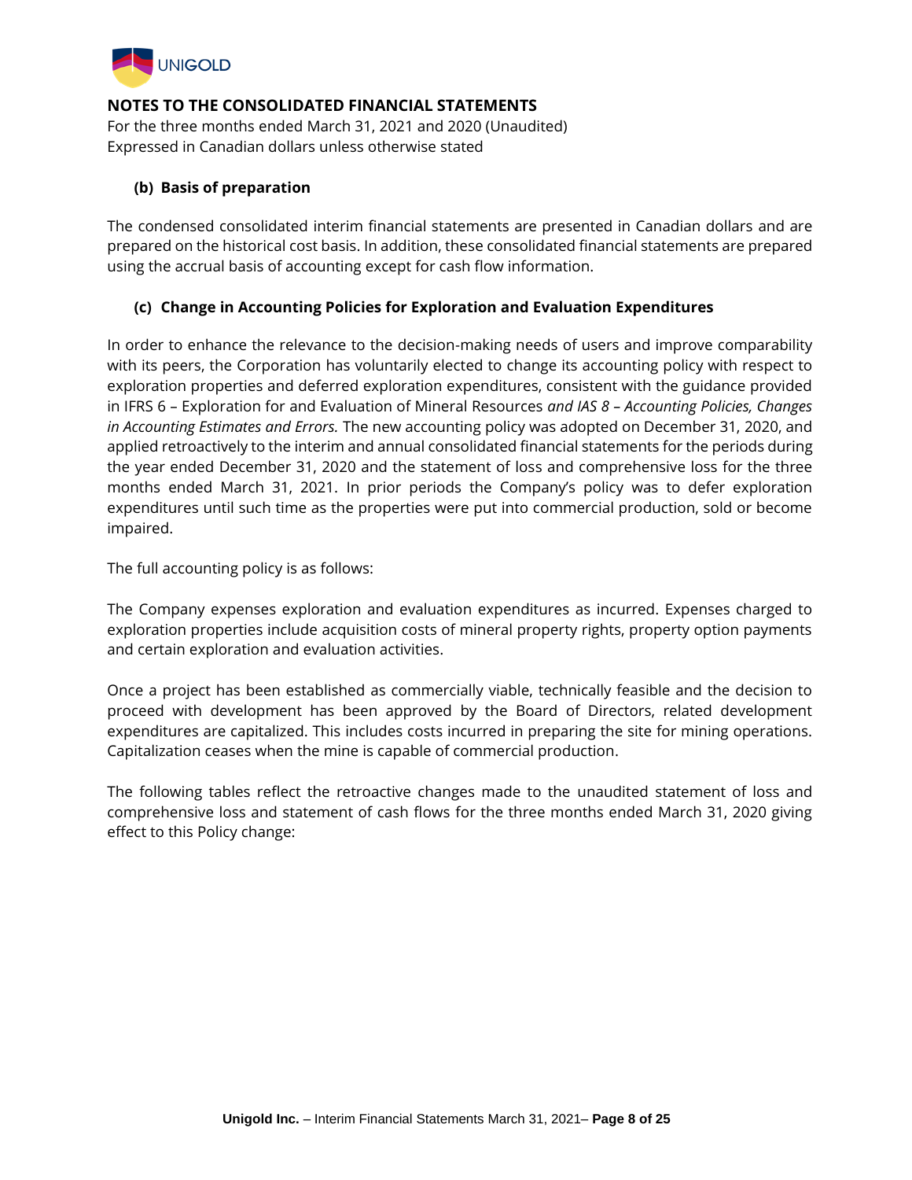## NOTES TO THE CONSOLIDATED FINANCIAL STATEMENTS

For the three months ended March 31, 2021 and 2020 (Unaudited)
Expressed in Canadian dollars unless otherwise stated

### (b) Basis of preparation

The condensed consolidated interim financial statements are presented in Canadian dollars and are prepared on the historical cost basis. In addition, these consolidated financial statements are prepared using the accrual basis of accounting except for cash flow information.

### (c) Change in Accounting Policies for Exploration and Evaluation Expenditures

In order to enhance the relevance to the decision-making needs of users and improve comparability with its peers, the Corporation has voluntarily elected to change its accounting policy with respect to exploration properties and deferred exploration expenditures, consistent with the guidance provided in IFRS 6 – Exploration for and Evaluation of Mineral Resources *and IAS 8 – Accounting Policies, Changes in Accounting Estimates and Errors.* The new accounting policy was adopted on December 31, 2020, and applied retroactively to the interim and annual consolidated financial statements for the periods during the year ended December 31, 2020 and the statement of loss and comprehensive loss for the three months ended March 31, 2021. In prior periods the Company's policy was to defer exploration expenditures until such time as the properties were put into commercial production, sold or become impaired.

The full accounting policy is as follows:

The Company expenses exploration and evaluation expenditures as incurred. Expenses charged to exploration properties include acquisition costs of mineral property rights, property option payments and certain exploration and evaluation activities.

Once a project has been established as commercially viable, technically feasible and the decision to proceed with development has been approved by the Board of Directors, related development expenditures are capitalized. This includes costs incurred in preparing the site for mining operations. Capitalization ceases when the mine is capable of commercial production.

The following tables reflect the retroactive changes made to the unaudited statement of loss and comprehensive loss and statement of cash flows for the three months ended March 31, 2020 giving effect to this Policy change: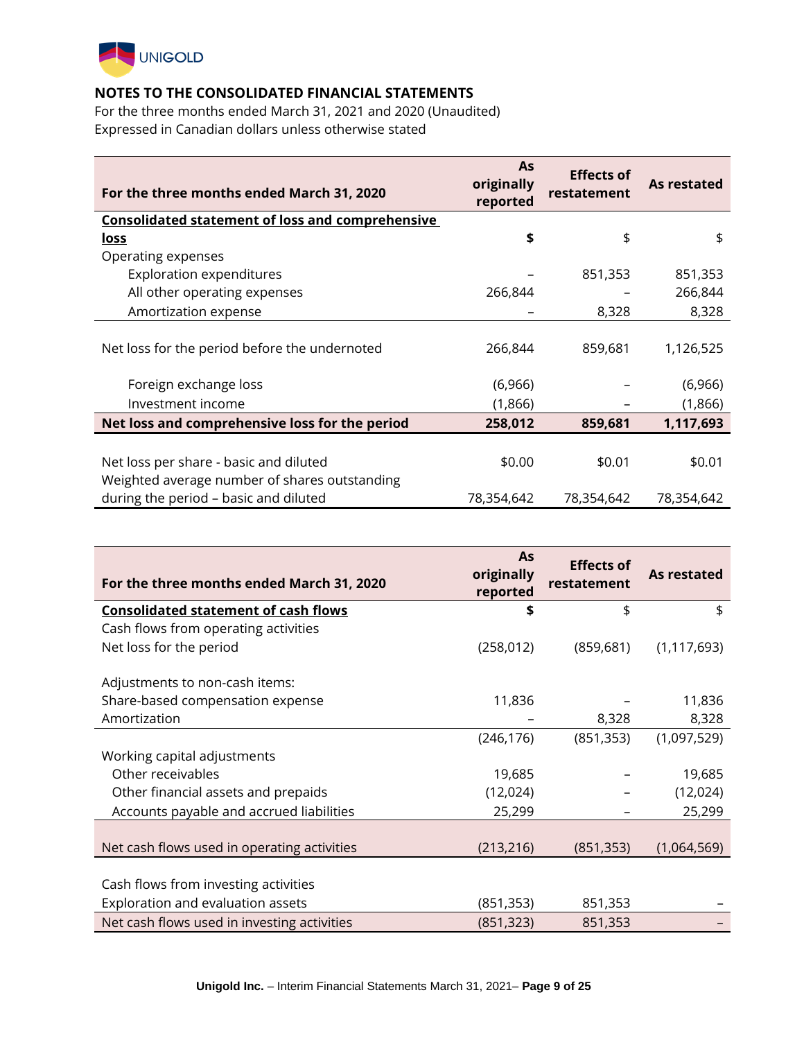## NOTES TO THE CONSOLIDATED FINANCIAL STATEMENTS

For the three months ended March 31, 2021 and 2020 (Unaudited)
Expressed in Canadian dollars unless otherwise stated

| For the three months ended March 31, 2020 | As originally reported | Effects of restatement | As restated |
|---|---|---|---|
| **Consolidated statement of loss and comprehensive loss** | **$** | $ | $ |
| Operating expenses | | | |
| Exploration expenditures | – | 851,353 | 851,353 |
| All other operating expenses | 266,844 | – | 266,844 |
| Amortization expense | – | 8,328 | 8,328 |
| Net loss for the period before the undernoted | 266,844 | 859,681 | 1,126,525 |
| Foreign exchange loss | (6,966) | – | (6,966) |
| Investment income | (1,866) | – | (1,866) |
| **Net loss and comprehensive loss for the period** | **258,012** | **859,681** | **1,117,693** |
| Net loss per share - basic and diluted | $0.00 | $0.01 | $0.01 |
| Weighted average number of shares outstanding during the period – basic and diluted | 78,354,642 | 78,354,642 | 78,354,642 |

| For the three months ended March 31, 2020 | As originally reported | Effects of restatement | As restated |
|---|---|---|---|
| **Consolidated statement of cash flows** | **$** | $ | $ |
| Cash flows from operating activities | | | |
| Net loss for the period | (258,012) | (859,681) | (1,117,693) |
| Adjustments to non-cash items: | | | |
| Share-based compensation expense | 11,836 | – | 11,836 |
| Amortization | – | 8,328 | 8,328 |
| | (246,176) | (851,353) | (1,097,529) |
| Working capital adjustments | | | |
| Other receivables | 19,685 | – | 19,685 |
| Other financial assets and prepaids | (12,024) | – | (12,024) |
| Accounts payable and accrued liabilities | 25,299 | – | 25,299 |
| Net cash flows used in operating activities | (213,216) | (851,353) | (1,064,569) |
| Cash flows from investing activities | | | |
| Exploration and evaluation assets | (851,353) | 851,353 | – |
| Net cash flows used in investing activities | (851,323) | 851,353 | – |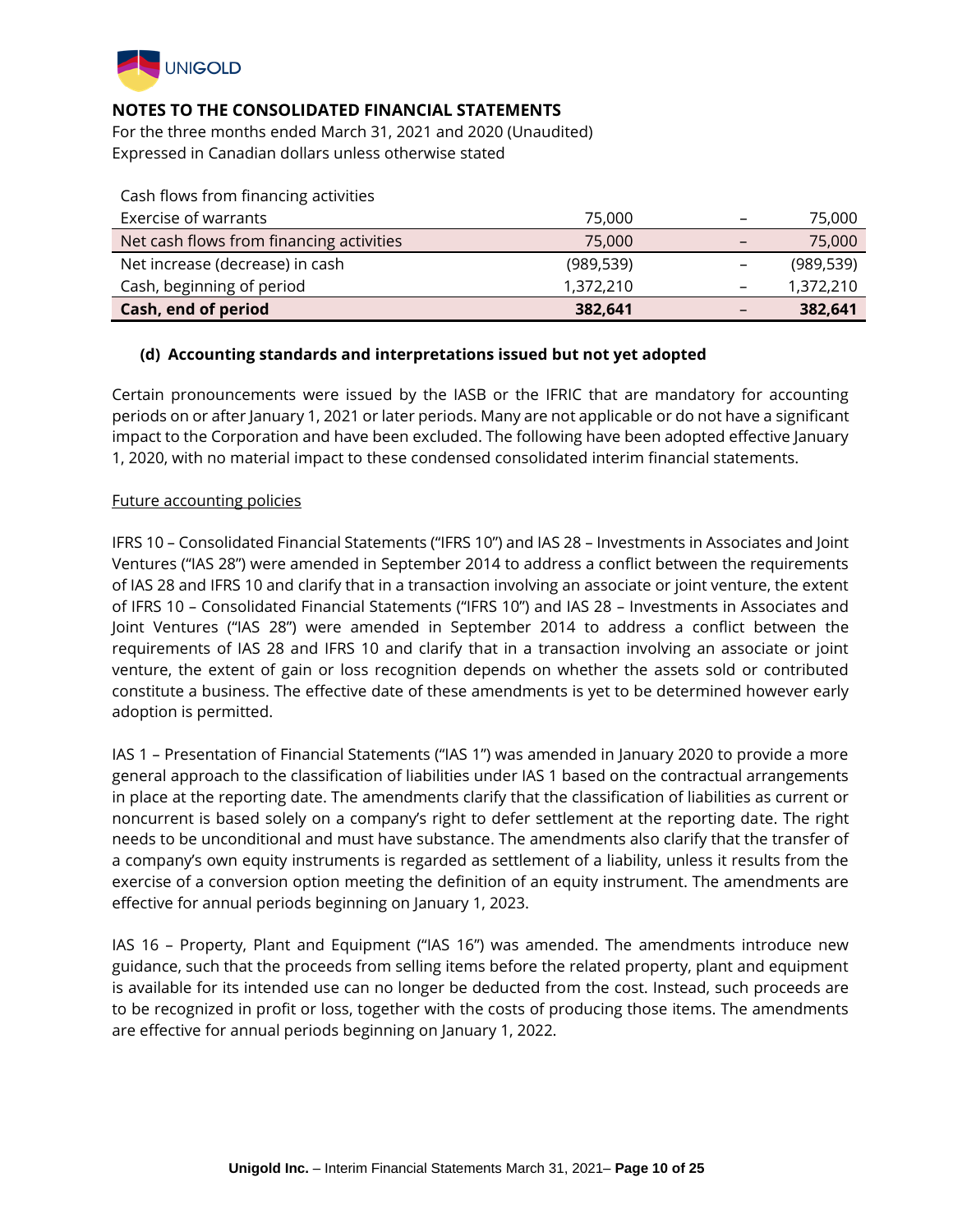# NOTES TO THE CONSOLIDATED FINANCIAL STATEMENTS

For the three months ended March 31, 2021 and 2020 (Unaudited)
Expressed in Canadian dollars unless otherwise stated

| | | | |
|---|---|---|---|
| Cash flows from financing activities | | | |
| Exercise of warrants | 75,000 | – | 75,000 |
| Net cash flows from financing activities | 75,000 | – | 75,000 |
| Net increase (decrease) in cash | (989,539) | – | (989,539) |
| Cash, beginning of period | 1,372,210 | – | 1,372,210 |
| **Cash, end of period** | **382,641** | – | **382,641** |

### (d) Accounting standards and interpretations issued but not yet adopted

Certain pronouncements were issued by the IASB or the IFRIC that are mandatory for accounting periods on or after January 1, 2021 or later periods. Many are not applicable or do not have a significant impact to the Corporation and have been excluded. The following have been adopted effective January 1, 2020, with no material impact to these condensed consolidated interim financial statements.

Future accounting policies

IFRS 10 – Consolidated Financial Statements ("IFRS 10") and IAS 28 – Investments in Associates and Joint Ventures ("IAS 28") were amended in September 2014 to address a conflict between the requirements of IAS 28 and IFRS 10 and clarify that in a transaction involving an associate or joint venture, the extent of IFRS 10 – Consolidated Financial Statements ("IFRS 10") and IAS 28 – Investments in Associates and Joint Ventures ("IAS 28") were amended in September 2014 to address a conflict between the requirements of IAS 28 and IFRS 10 and clarify that in a transaction involving an associate or joint venture, the extent of gain or loss recognition depends on whether the assets sold or contributed constitute a business. The effective date of these amendments is yet to be determined however early adoption is permitted.

IAS 1 – Presentation of Financial Statements ("IAS 1") was amended in January 2020 to provide a more general approach to the classification of liabilities under IAS 1 based on the contractual arrangements in place at the reporting date. The amendments clarify that the classification of liabilities as current or noncurrent is based solely on a company's right to defer settlement at the reporting date. The right needs to be unconditional and must have substance. The amendments also clarify that the transfer of a company's own equity instruments is regarded as settlement of a liability, unless it results from the exercise of a conversion option meeting the definition of an equity instrument. The amendments are effective for annual periods beginning on January 1, 2023.

IAS 16 – Property, Plant and Equipment ("IAS 16") was amended. The amendments introduce new guidance, such that the proceeds from selling items before the related property, plant and equipment is available for its intended use can no longer be deducted from the cost. Instead, such proceeds are to be recognized in profit or loss, together with the costs of producing those items. The amendments are effective for annual periods beginning on January 1, 2022.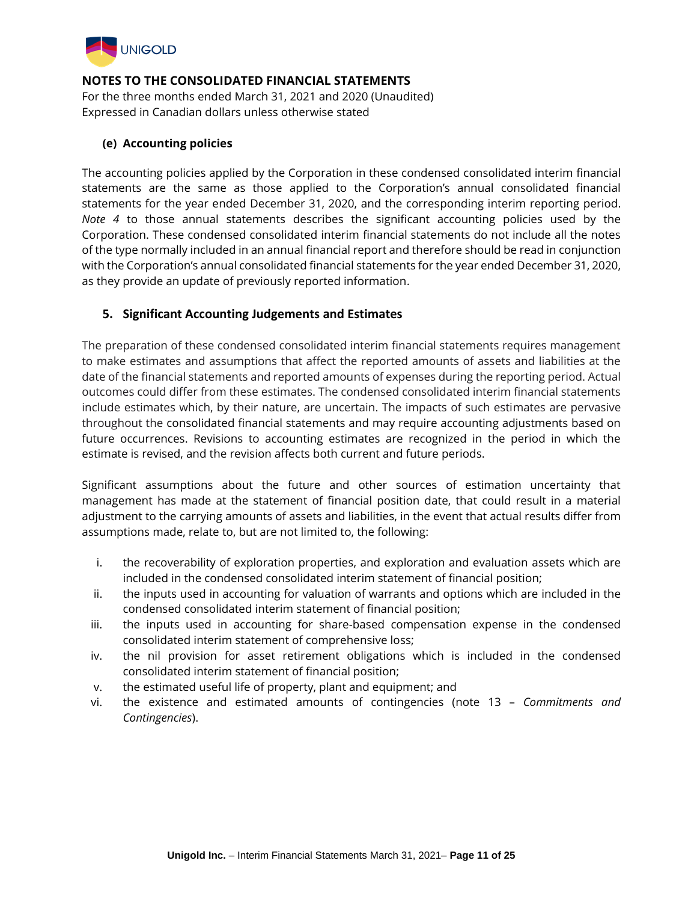### (e) Accounting policies

The accounting policies applied by the Corporation in these condensed consolidated interim financial statements are the same as those applied to the Corporation's annual consolidated financial statements for the year ended December 31, 2020, and the corresponding interim reporting period. *Note 4* to those annual statements describes the significant accounting policies used by the Corporation. These condensed consolidated interim financial statements do not include all the notes of the type normally included in an annual financial report and therefore should be read in conjunction with the Corporation's annual consolidated financial statements for the year ended December 31, 2020, as they provide an update of previously reported information.

## 5. Significant Accounting Judgements and Estimates

The preparation of these condensed consolidated interim financial statements requires management to make estimates and assumptions that affect the reported amounts of assets and liabilities at the date of the financial statements and reported amounts of expenses during the reporting period. Actual outcomes could differ from these estimates. The condensed consolidated interim financial statements include estimates which, by their nature, are uncertain. The impacts of such estimates are pervasive throughout the consolidated financial statements and may require accounting adjustments based on future occurrences. Revisions to accounting estimates are recognized in the period in which the estimate is revised, and the revision affects both current and future periods.

Significant assumptions about the future and other sources of estimation uncertainty that management has made at the statement of financial position date, that could result in a material adjustment to the carrying amounts of assets and liabilities, in the event that actual results differ from assumptions made, relate to, but are not limited to, the following:

i. the recoverability of exploration properties, and exploration and evaluation assets which are included in the condensed consolidated interim statement of financial position;
ii. the inputs used in accounting for valuation of warrants and options which are included in the condensed consolidated interim statement of financial position;
iii. the inputs used in accounting for share-based compensation expense in the condensed consolidated interim statement of comprehensive loss;
iv. the nil provision for asset retirement obligations which is included in the condensed consolidated interim statement of financial position;
v. the estimated useful life of property, plant and equipment; and
vi. the existence and estimated amounts of contingencies (note 13 – *Commitments and Contingencies*).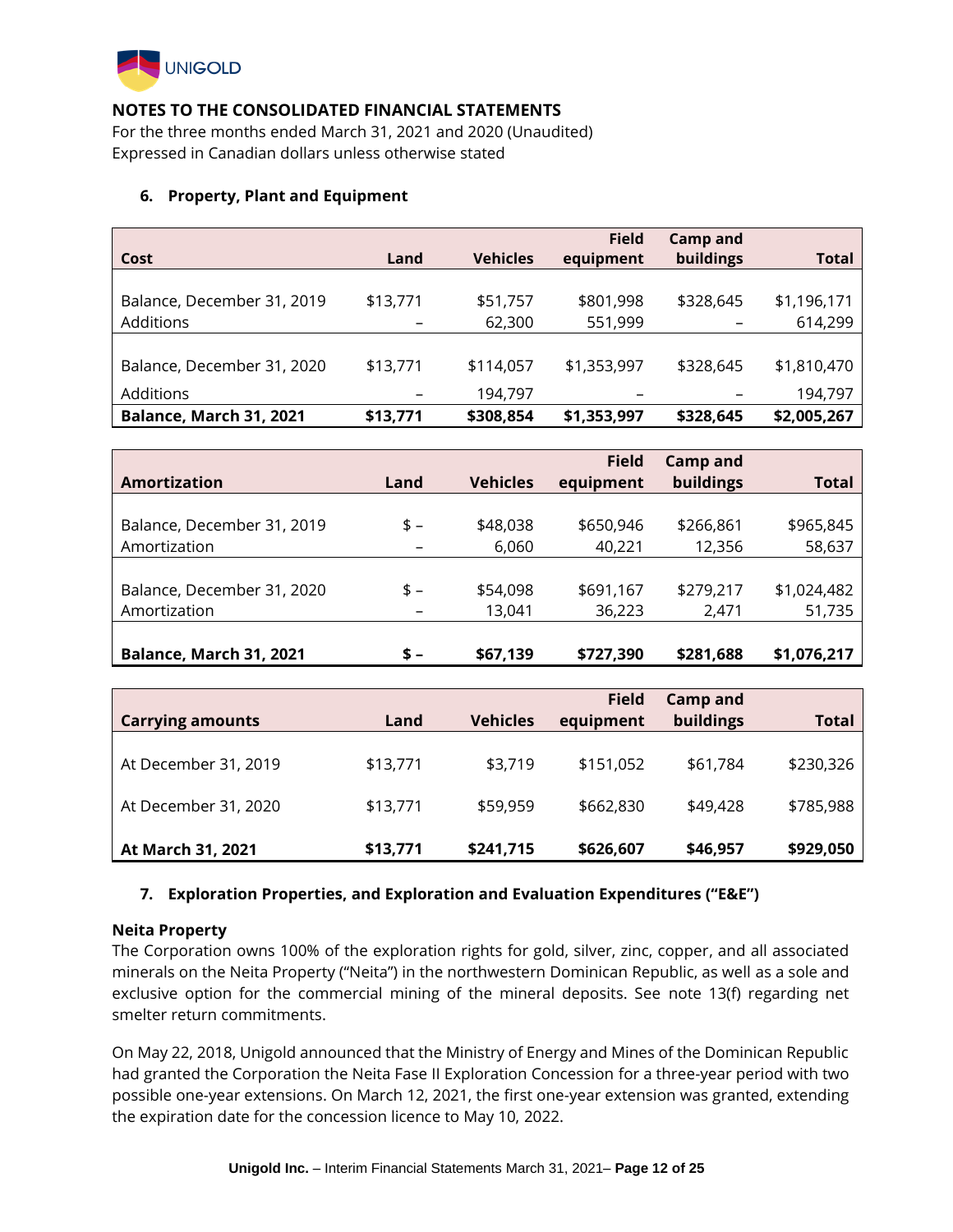## NOTES TO THE CONSOLIDATED FINANCIAL STATEMENTS

For the three months ended March 31, 2021 and 2020 (Unaudited)
Expressed in Canadian dollars unless otherwise stated

### 6. Property, Plant and Equipment

| Cost | Land | Vehicles | Field equipment | Camp and buildings | Total |
|---|---|---|---|---|---|
| Balance, December 31, 2019 | $13,771 | $51,757 | $801,998 | $328,645 | $1,196,171 |
| Additions | – | 62,300 | 551,999 | – | 614,299 |
| Balance, December 31, 2020 | $13,771 | $114,057 | $1,353,997 | $328,645 | $1,810,470 |
| Additions | – | 194,797 | – | – | 194,797 |
| **Balance, March 31, 2021** | **$13,771** | **$308,854** | **$1,353,997** | **$328,645** | **$2,005,267** |

| Amortization | Land | Vehicles | Field equipment | Camp and buildings | Total |
|---|---|---|---|---|---|
| Balance, December 31, 2019 | $ – | $48,038 | $650,946 | $266,861 | $965,845 |
| Amortization | – | 6,060 | 40,221 | 12,356 | 58,637 |
| Balance, December 31, 2020 | $ – | $54,098 | $691,167 | $279,217 | $1,024,482 |
| Amortization | – | 13,041 | 36,223 | 2,471 | 51,735 |
| **Balance, March 31, 2021** | **$ –** | **$67,139** | **$727,390** | **$281,688** | **$1,076,217** |

| Carrying amounts | Land | Vehicles | Field equipment | Camp and buildings | Total |
|---|---|---|---|---|---|
| At December 31, 2019 | $13,771 | $3,719 | $151,052 | $61,784 | $230,326 |
| At December 31, 2020 | $13,771 | $59,959 | $662,830 | $49,428 | $785,988 |
| **At March 31, 2021** | **$13,771** | **$241,715** | **$626,607** | **$46,957** | **$929,050** |

### 7. Exploration Properties, and Exploration and Evaluation Expenditures ("E&E")

**Neita Property**

The Corporation owns 100% of the exploration rights for gold, silver, zinc, copper, and all associated minerals on the Neita Property ("Neita") in the northwestern Dominican Republic, as well as a sole and exclusive option for the commercial mining of the mineral deposits. See note 13(f) regarding net smelter return commitments.

On May 22, 2018, Unigold announced that the Ministry of Energy and Mines of the Dominican Republic had granted the Corporation the Neita Fase II Exploration Concession for a three-year period with two possible one-year extensions. On March 12, 2021, the first one-year extension was granted, extending the expiration date for the concession licence to May 10, 2022.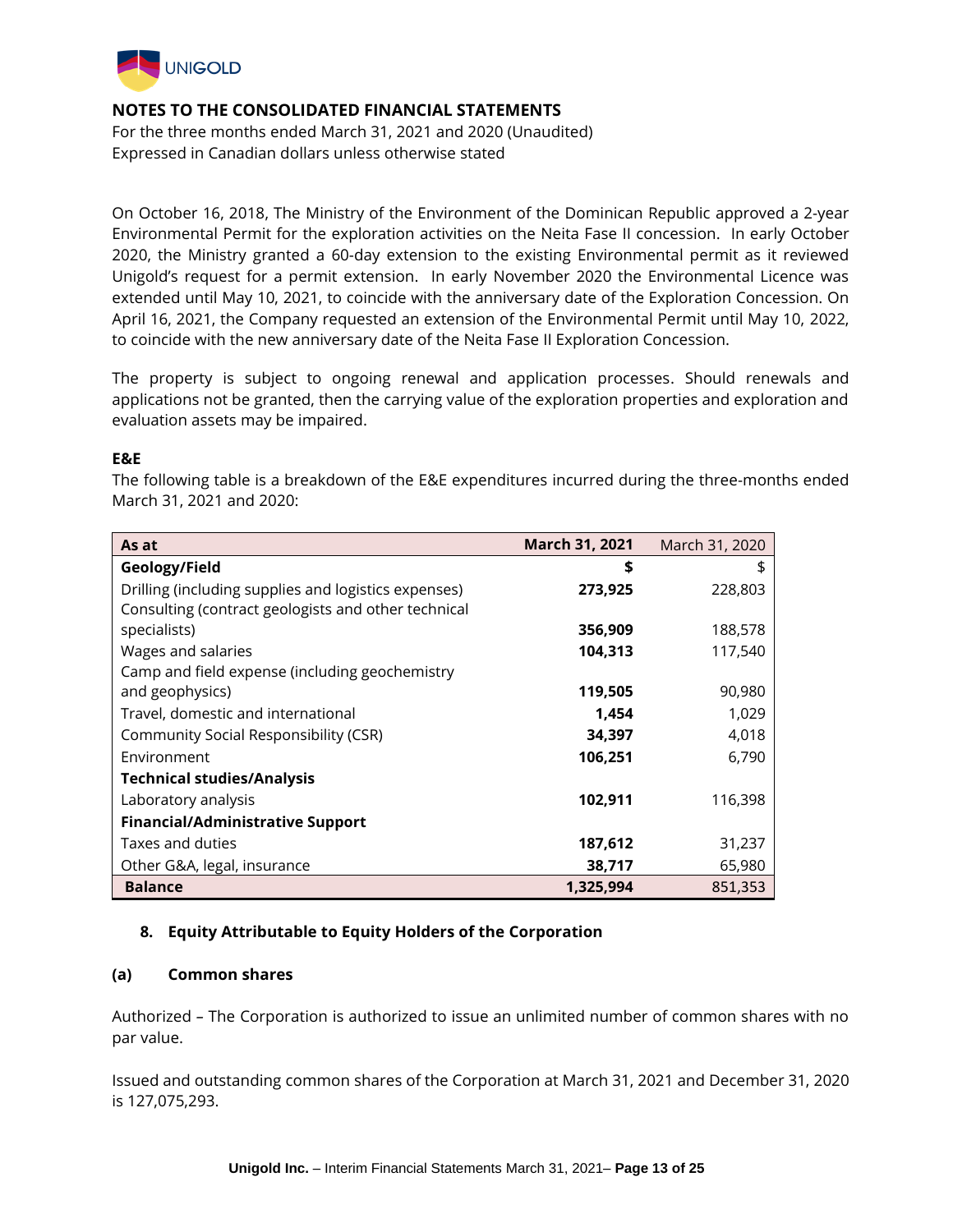## NOTES TO THE CONSOLIDATED FINANCIAL STATEMENTS

For the three months ended March 31, 2021 and 2020 (Unaudited)
Expressed in Canadian dollars unless otherwise stated

On October 16, 2018, The Ministry of the Environment of the Dominican Republic approved a 2-year Environmental Permit for the exploration activities on the Neita Fase II concession. In early October 2020, the Ministry granted a 60-day extension to the existing Environmental permit as it reviewed Unigold's request for a permit extension. In early November 2020 the Environmental Licence was extended until May 10, 2021, to coincide with the anniversary date of the Exploration Concession. On April 16, 2021, the Company requested an extension of the Environmental Permit until May 10, 2022, to coincide with the new anniversary date of the Neita Fase II Exploration Concession.

The property is subject to ongoing renewal and application processes. Should renewals and applications not be granted, then the carrying value of the exploration properties and exploration and evaluation assets may be impaired.

**E&E**

The following table is a breakdown of the E&E expenditures incurred during the three-months ended March 31, 2021 and 2020:

| As at | March 31, 2021 | March 31, 2020 |
|---|---|---|
| **Geology/Field** | **$** | $ |
| Drilling (including supplies and logistics expenses) | **273,925** | 228,803 |
| Consulting (contract geologists and other technical specialists) | **356,909** | 188,578 |
| Wages and salaries | **104,313** | 117,540 |
| Camp and field expense (including geochemistry and geophysics) | **119,505** | 90,980 |
| Travel, domestic and international | **1,454** | 1,029 |
| Community Social Responsibility (CSR) | **34,397** | 4,018 |
| Environment | **106,251** | 6,790 |
| **Technical studies/Analysis** | | |
| Laboratory analysis | **102,911** | 116,398 |
| **Financial/Administrative Support** | | |
| Taxes and duties | **187,612** | 31,237 |
| Other G&A, legal, insurance | **38,717** | 65,980 |
| **Balance** | **1,325,994** | 851,353 |

## 8. Equity Attributable to Equity Holders of the Corporation

### (a) Common shares

Authorized – The Corporation is authorized to issue an unlimited number of common shares with no par value.

Issued and outstanding common shares of the Corporation at March 31, 2021 and December 31, 2020 is 127,075,293.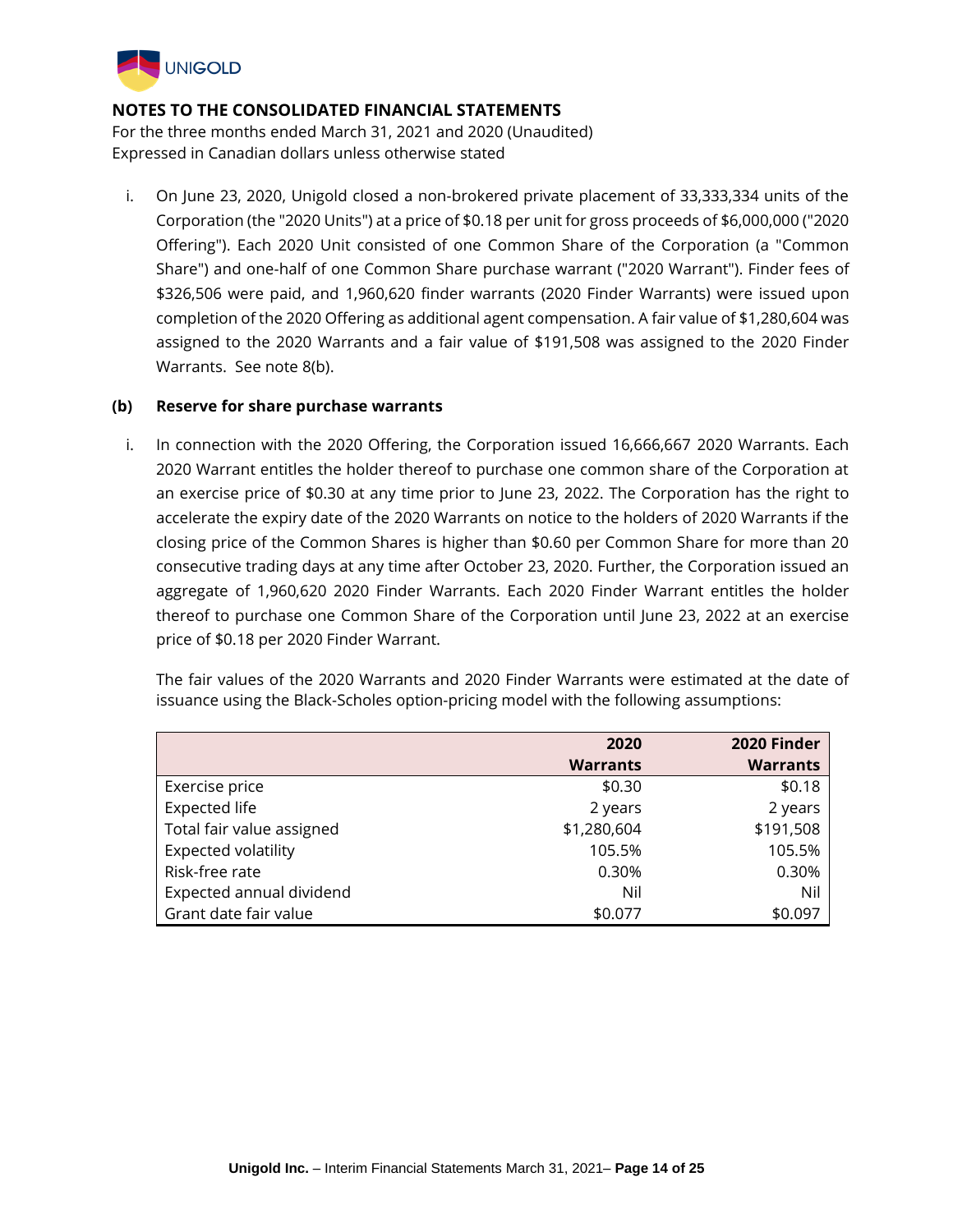## NOTES TO THE CONSOLIDATED FINANCIAL STATEMENTS

For the three months ended March 31, 2021 and 2020 (Unaudited)
Expressed in Canadian dollars unless otherwise stated

i. On June 23, 2020, Unigold closed a non-brokered private placement of 33,333,334 units of the Corporation (the "2020 Units") at a price of $0.18 per unit for gross proceeds of $6,000,000 ("2020 Offering"). Each 2020 Unit consisted of one Common Share of the Corporation (a "Common Share") and one-half of one Common Share purchase warrant ("2020 Warrant"). Finder fees of $326,506 were paid, and 1,960,620 finder warrants (2020 Finder Warrants) were issued upon completion of the 2020 Offering as additional agent compensation. A fair value of $1,280,604 was assigned to the 2020 Warrants and a fair value of $191,508 was assigned to the 2020 Finder Warrants. See note 8(b).

### (b) Reserve for share purchase warrants

i. In connection with the 2020 Offering, the Corporation issued 16,666,667 2020 Warrants. Each 2020 Warrant entitles the holder thereof to purchase one common share of the Corporation at an exercise price of $0.30 at any time prior to June 23, 2022. The Corporation has the right to accelerate the expiry date of the 2020 Warrants on notice to the holders of 2020 Warrants if the closing price of the Common Shares is higher than $0.60 per Common Share for more than 20 consecutive trading days at any time after October 23, 2020. Further, the Corporation issued an aggregate of 1,960,620 2020 Finder Warrants. Each 2020 Finder Warrant entitles the holder thereof to purchase one Common Share of the Corporation until June 23, 2022 at an exercise price of $0.18 per 2020 Finder Warrant.

The fair values of the 2020 Warrants and 2020 Finder Warrants were estimated at the date of issuance using the Black-Scholes option-pricing model with the following assumptions:

| | 2020 Warrants | 2020 Finder Warrants |
|---|---|---|
| Exercise price | $0.30 | $0.18 |
| Expected life | 2 years | 2 years |
| Total fair value assigned | $1,280,604 | $191,508 |
| Expected volatility | 105.5% | 105.5% |
| Risk-free rate | 0.30% | 0.30% |
| Expected annual dividend | Nil | Nil |
| Grant date fair value | $0.077 | $0.097 |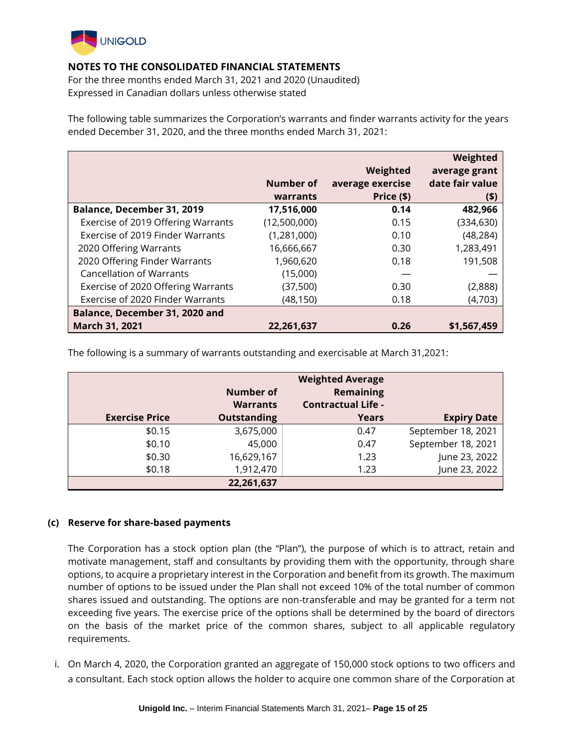## NOTES TO THE CONSOLIDATED FINANCIAL STATEMENTS

For the three months ended March 31, 2021 and 2020 (Unaudited)
Expressed in Canadian dollars unless otherwise stated

The following table summarizes the Corporation's warrants and finder warrants activity for the years ended December 31, 2020, and the three months ended March 31, 2021:

| | Number of warrants | Weighted average exercise Price ($) | Weighted average grant date fair value ($) |
|---|---|---|---|
| **Balance, December 31, 2019** | **17,516,000** | **0.14** | **482,966** |
| Exercise of 2019 Offering Warrants | (12,500,000) | 0.15 | (334,630) |
| Exercise of 2019 Finder Warrants | (1,281,000) | 0.10 | (48,284) |
| 2020 Offering Warrants | 16,666,667 | 0.30 | 1,283,491 |
| 2020 Offering Finder Warrants | 1,960,620 | 0.18 | 191,508 |
| Cancellation of Warrants | (15,000) | — | — |
| Exercise of 2020 Offering Warrants | (37,500) | 0.30 | (2,888) |
| Exercise of 2020 Finder Warrants | (48,150) | 0.18 | (4,703) |
| **Balance, December 31, 2020 and March 31, 2021** | **22,261,637** | **0.26** | **$1,567,459** |

The following is a summary of warrants outstanding and exercisable at March 31,2021:

| Exercise Price | Number of Warrants Outstanding | Weighted Average Remaining Contractual Life - Years | Expiry Date |
|---|---|---|---|
| $0.15 | 3,675,000 | 0.47 | September 18, 2021 |
| $0.10 | 45,000 | 0.47 | September 18, 2021 |
| $0.30 | 16,629,167 | 1.23 | June 23, 2022 |
| $0.18 | 1,912,470 | 1.23 | June 23, 2022 |
| | **22,261,637** | | |

### (c) Reserve for share-based payments

The Corporation has a stock option plan (the "Plan"), the purpose of which is to attract, retain and motivate management, staff and consultants by providing them with the opportunity, through share options, to acquire a proprietary interest in the Corporation and benefit from its growth. The maximum number of options to be issued under the Plan shall not exceed 10% of the total number of common shares issued and outstanding. The options are non-transferable and may be granted for a term not exceeding five years. The exercise price of the options shall be determined by the board of directors on the basis of the market price of the common shares, subject to all applicable regulatory requirements.

i. On March 4, 2020, the Corporation granted an aggregate of 150,000 stock options to two officers and a consultant. Each stock option allows the holder to acquire one common share of the Corporation at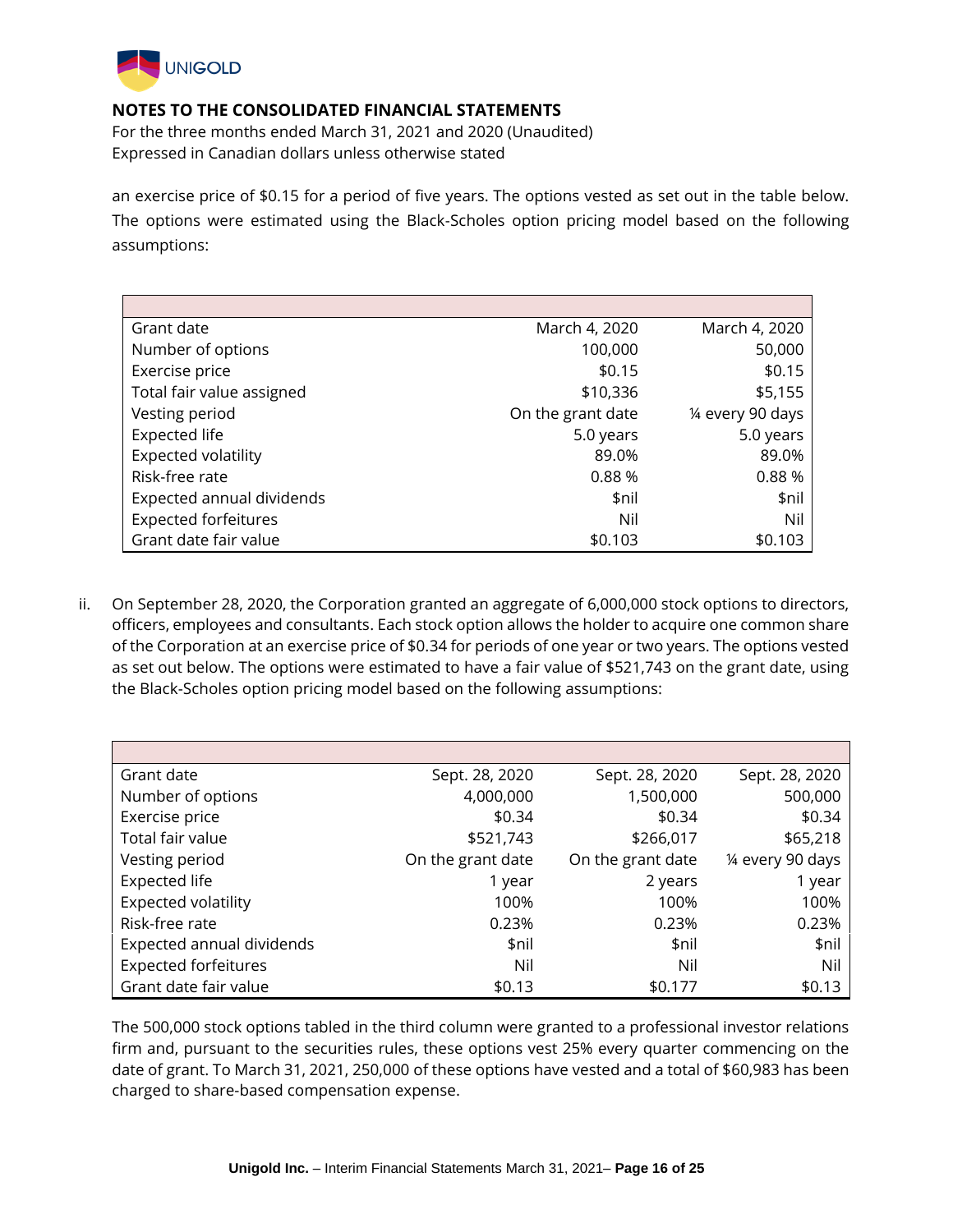## NOTES TO THE CONSOLIDATED FINANCIAL STATEMENTS

For the three months ended March 31, 2021 and 2020 (Unaudited)
Expressed in Canadian dollars unless otherwise stated

an exercise price of $0.15 for a period of five years. The options vested as set out in the table below. The options were estimated using the Black-Scholes option pricing model based on the following assumptions:

| | | |
|---|---|---|
| Grant date | March 4, 2020 | March 4, 2020 |
| Number of options | 100,000 | 50,000 |
| Exercise price | $0.15 | $0.15 |
| Total fair value assigned | $10,336 | $5,155 |
| Vesting period | On the grant date | ¼ every 90 days |
| Expected life | 5.0 years | 5.0 years |
| Expected volatility | 89.0% | 89.0% |
| Risk-free rate | 0.88 % | 0.88 % |
| Expected annual dividends | $nil | $nil |
| Expected forfeitures | Nil | Nil |
| Grant date fair value | $0.103 | $0.103 |

ii. On September 28, 2020, the Corporation granted an aggregate of 6,000,000 stock options to directors, officers, employees and consultants. Each stock option allows the holder to acquire one common share of the Corporation at an exercise price of $0.34 for periods of one year or two years. The options vested as set out below. The options were estimated to have a fair value of $521,743 on the grant date, using the Black-Scholes option pricing model based on the following assumptions:

| | | | |
|---|---|---|---|
| Grant date | Sept. 28, 2020 | Sept. 28, 2020 | Sept. 28, 2020 |
| Number of options | 4,000,000 | 1,500,000 | 500,000 |
| Exercise price | $0.34 | $0.34 | $0.34 |
| Total fair value | $521,743 | $266,017 | $65,218 |
| Vesting period | On the grant date | On the grant date | ¼ every 90 days |
| Expected life | 1 year | 2 years | 1 year |
| Expected volatility | 100% | 100% | 100% |
| Risk-free rate | 0.23% | 0.23% | 0.23% |
| Expected annual dividends | $nil | $nil | $nil |
| Expected forfeitures | Nil | Nil | Nil |
| Grant date fair value | $0.13 | $0.177 | $0.13 |

The 500,000 stock options tabled in the third column were granted to a professional investor relations firm and, pursuant to the securities rules, these options vest 25% every quarter commencing on the date of grant. To March 31, 2021, 250,000 of these options have vested and a total of $60,983 has been charged to share-based compensation expense.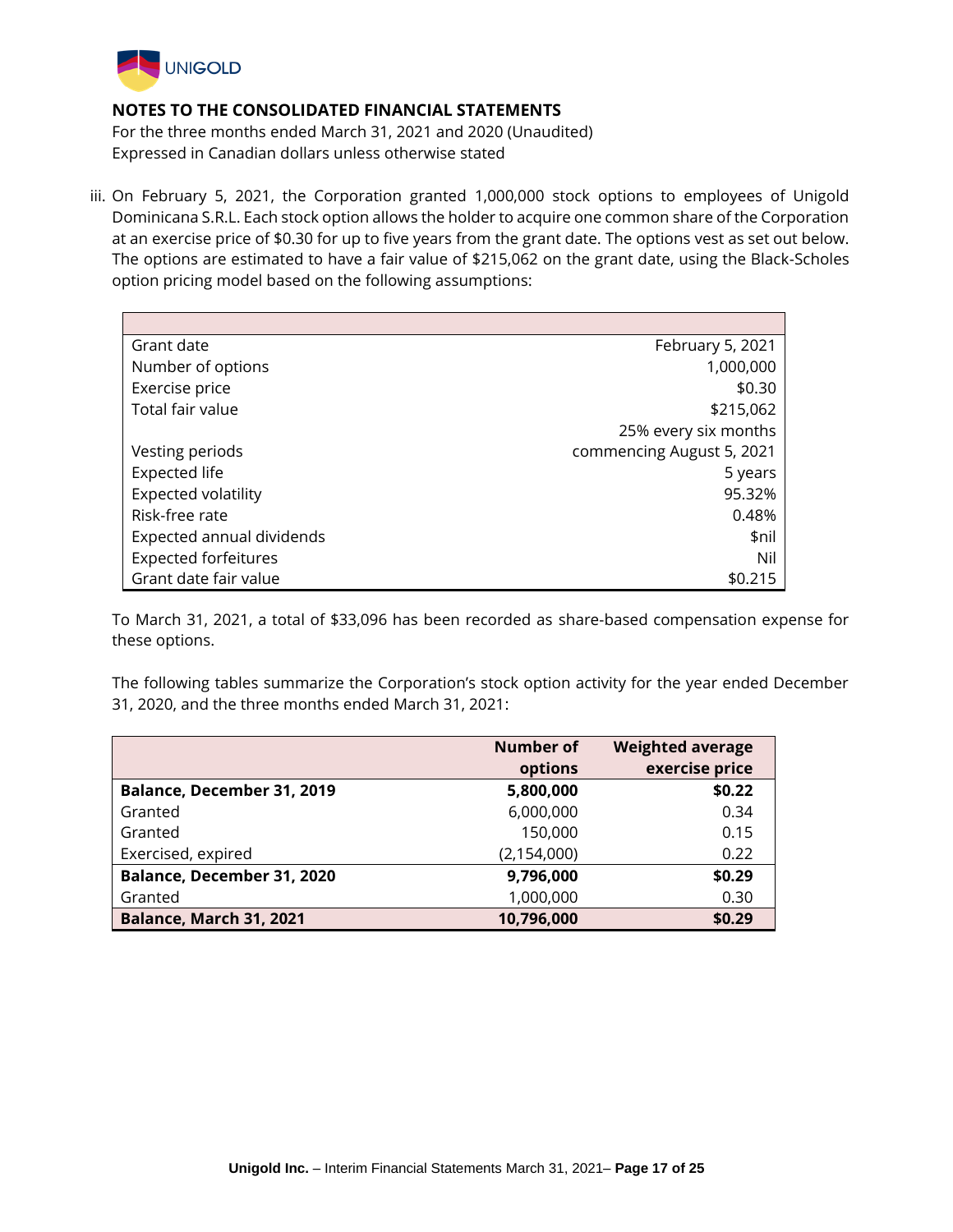## NOTES TO THE CONSOLIDATED FINANCIAL STATEMENTS

For the three months ended March 31, 2021 and 2020 (Unaudited)
Expressed in Canadian dollars unless otherwise stated

iii. On February 5, 2021, the Corporation granted 1,000,000 stock options to employees of Unigold Dominicana S.R.L. Each stock option allows the holder to acquire one common share of the Corporation at an exercise price of $0.30 for up to five years from the grant date. The options vest as set out below. The options are estimated to have a fair value of $215,062 on the grant date, using the Black-Scholes option pricing model based on the following assumptions:

| | |
|---|---|
| Grant date | February 5, 2021 |
| Number of options | 1,000,000 |
| Exercise price | $0.30 |
| Total fair value | $215,062 |
| Vesting periods | 25% every six months commencing August 5, 2021 |
| Expected life | 5 years |
| Expected volatility | 95.32% |
| Risk-free rate | 0.48% |
| Expected annual dividends | $nil |
| Expected forfeitures | Nil |
| Grant date fair value | $0.215 |

To March 31, 2021, a total of $33,096 has been recorded as share-based compensation expense for these options.

The following tables summarize the Corporation's stock option activity for the year ended December 31, 2020, and the three months ended March 31, 2021:

| | Number of options | Weighted average exercise price |
|---|---|---|
| **Balance, December 31, 2019** | **5,800,000** | **$0.22** |
| Granted | 6,000,000 | 0.34 |
| Granted | 150,000 | 0.15 |
| Exercised, expired | (2,154,000) | 0.22 |
| **Balance, December 31, 2020** | **9,796,000** | **$0.29** |
| Granted | 1,000,000 | 0.30 |
| **Balance, March 31, 2021** | **10,796,000** | **$0.29** |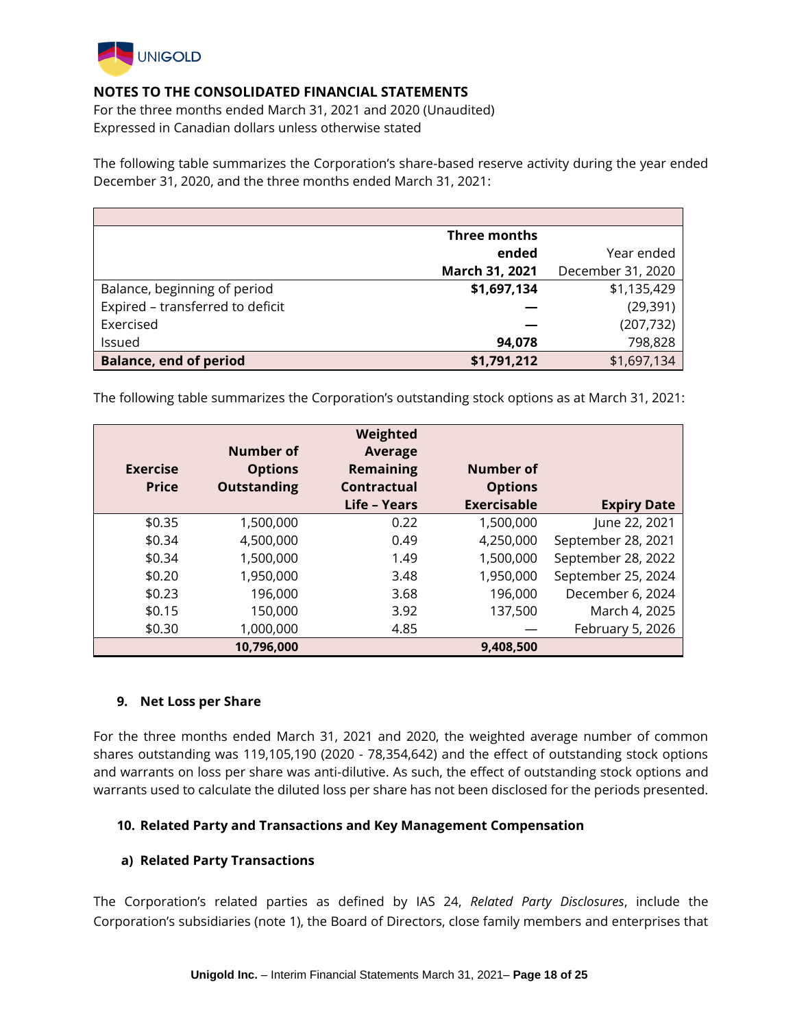The following table summarizes the Corporation's share-based reserve activity during the year ended December 31, 2020, and the three months ended March 31, 2021:

| | **Three months ended March 31, 2021** | Year ended December 31, 2020 |
|---|---|---|
| Balance, beginning of period | **$1,697,134** | $1,135,429 |
| Expired – transferred to deficit | **—** | (29,391) |
| Exercised | **—** | (207,732) |
| Issued | **94,078** | 798,828 |
| **Balance, end of period** | **$1,791,212** | $1,697,134 |

The following table summarizes the Corporation's outstanding stock options as at March 31, 2021:

| Exercise Price | Number of Options Outstanding | Weighted Average Remaining Contractual Life – Years | Number of Options Exercisable | Expiry Date |
|---|---|---|---|---|
| $0.35 | 1,500,000 | 0.22 | 1,500,000 | June 22, 2021 |
| $0.34 | 4,500,000 | 0.49 | 4,250,000 | September 28, 2021 |
| $0.34 | 1,500,000 | 1.49 | 1,500,000 | September 28, 2022 |
| $0.20 | 1,950,000 | 3.48 | 1,950,000 | September 25, 2024 |
| $0.23 | 196,000 | 3.68 | 196,000 | December 6, 2024 |
| $0.15 | 150,000 | 3.92 | 137,500 | March 4, 2025 |
| $0.30 | 1,000,000 | 4.85 | — | February 5, 2026 |
| | **10,796,000** | | **9,408,500** | |

## 9. Net Loss per Share

For the three months ended March 31, 2021 and 2020, the weighted average number of common shares outstanding was 119,105,190 (2020 - 78,354,642) and the effect of outstanding stock options and warrants on loss per share was anti-dilutive. As such, the effect of outstanding stock options and warrants used to calculate the diluted loss per share has not been disclosed for the periods presented.

## 10. Related Party and Transactions and Key Management Compensation

### a) Related Party Transactions

The Corporation's related parties as defined by IAS 24, *Related Party Disclosures*, include the Corporation's subsidiaries (note 1), the Board of Directors, close family members and enterprises that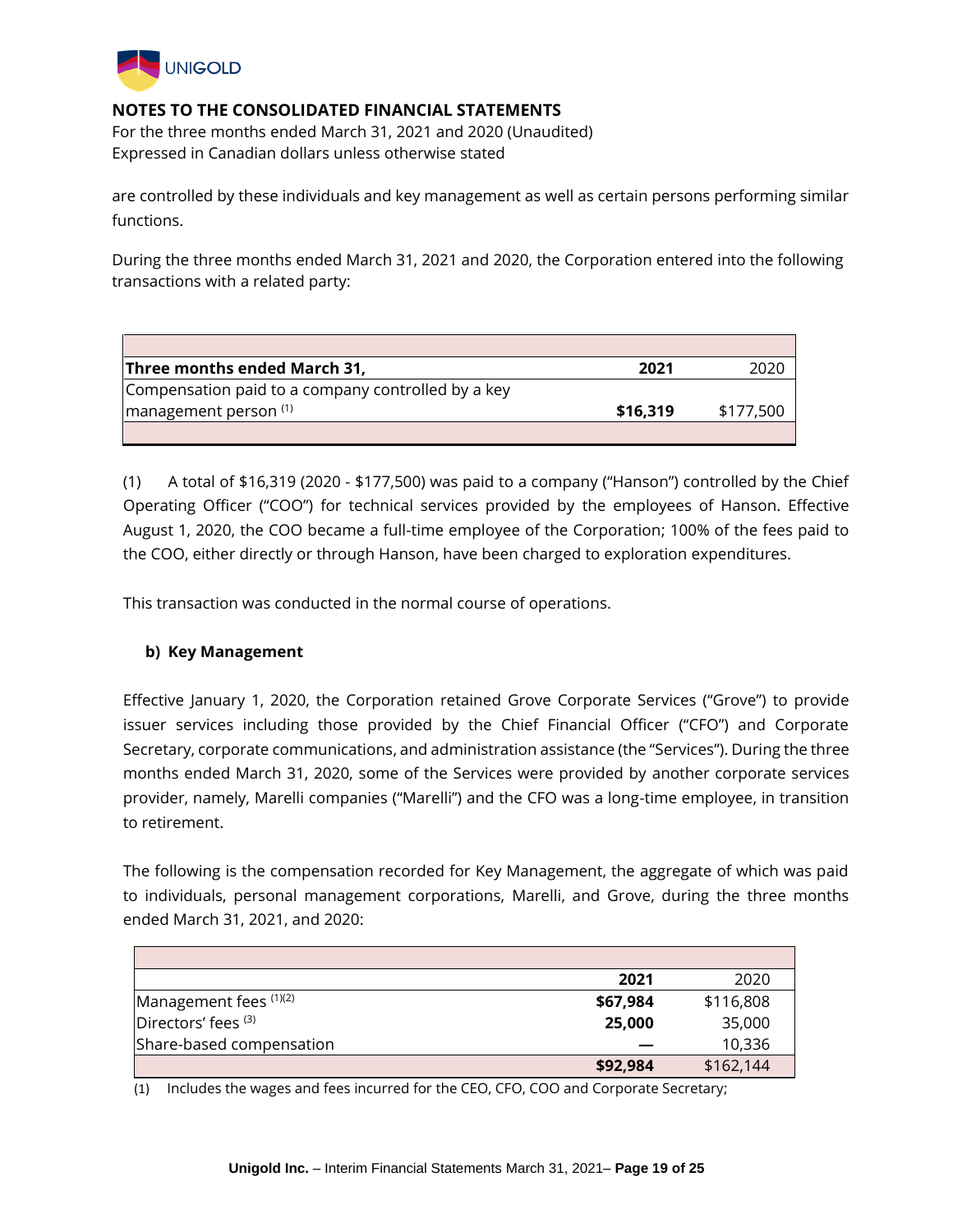## NOTES TO THE CONSOLIDATED FINANCIAL STATEMENTS

For the three months ended March 31, 2021 and 2020 (Unaudited)
Expressed in Canadian dollars unless otherwise stated

are controlled by these individuals and key management as well as certain persons performing similar functions.

During the three months ended March 31, 2021 and 2020, the Corporation entered into the following transactions with a related party:

| Three months ended March 31, | 2021 | 2020 |
|---|---|---|
| Compensation paid to a company controlled by a key management person (1) | **$16,319** | $177,500 |

(1) A total of $16,319 (2020 - $177,500) was paid to a company ("Hanson") controlled by the Chief Operating Officer ("COO") for technical services provided by the employees of Hanson. Effective August 1, 2020, the COO became a full-time employee of the Corporation; 100% of the fees paid to the COO, either directly or through Hanson, have been charged to exploration expenditures.

This transaction was conducted in the normal course of operations.

**b) Key Management**

Effective January 1, 2020, the Corporation retained Grove Corporate Services ("Grove") to provide issuer services including those provided by the Chief Financial Officer ("CFO") and Corporate Secretary, corporate communications, and administration assistance (the "Services"). During the three months ended March 31, 2020, some of the Services were provided by another corporate services provider, namely, Marelli companies ("Marelli") and the CFO was a long-time employee, in transition to retirement.

The following is the compensation recorded for Key Management, the aggregate of which was paid to individuals, personal management corporations, Marelli, and Grove, during the three months ended March 31, 2021, and 2020:

| | 2021 | 2020 |
|---|---|---|
| Management fees (1)(2) | **$67,984** | $116,808 |
| Directors' fees (3) | **25,000** | 35,000 |
| Share-based compensation | **—** | 10,336 |
| | **$92,984** | $162,144 |

(1) Includes the wages and fees incurred for the CEO, CFO, COO and Corporate Secretary;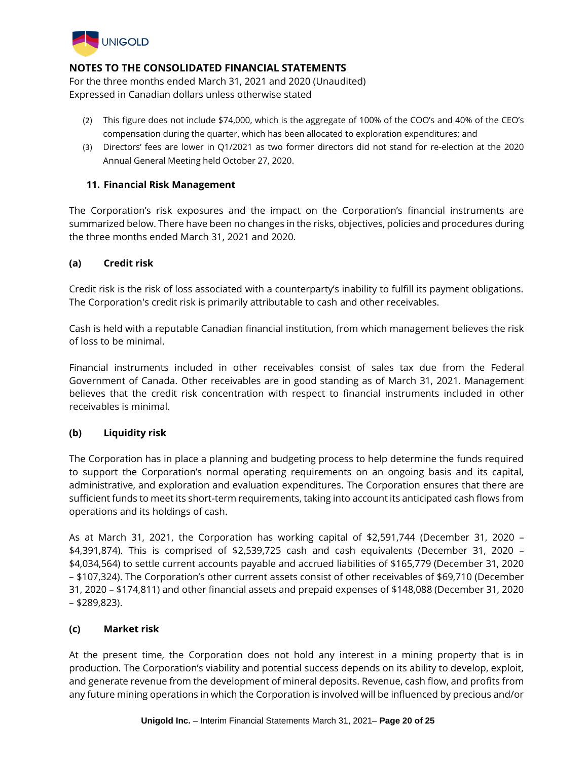## NOTES TO THE CONSOLIDATED FINANCIAL STATEMENTS

For the three months ended March 31, 2021 and 2020 (Unaudited)
Expressed in Canadian dollars unless otherwise stated

(2) This figure does not include $74,000, which is the aggregate of 100% of the COO's and 40% of the CEO's compensation during the quarter, which has been allocated to exploration expenditures; and

(3) Directors' fees are lower in Q1/2021 as two former directors did not stand for re-election at the 2020 Annual General Meeting held October 27, 2020.

### 11. Financial Risk Management

The Corporation's risk exposures and the impact on the Corporation's financial instruments are summarized below. There have been no changes in the risks, objectives, policies and procedures during the three months ended March 31, 2021 and 2020.

#### (a) Credit risk

Credit risk is the risk of loss associated with a counterparty's inability to fulfill its payment obligations. The Corporation's credit risk is primarily attributable to cash and other receivables.

Cash is held with a reputable Canadian financial institution, from which management believes the risk of loss to be minimal.

Financial instruments included in other receivables consist of sales tax due from the Federal Government of Canada. Other receivables are in good standing as of March 31, 2021. Management believes that the credit risk concentration with respect to financial instruments included in other receivables is minimal.

#### (b) Liquidity risk

The Corporation has in place a planning and budgeting process to help determine the funds required to support the Corporation's normal operating requirements on an ongoing basis and its capital, administrative, and exploration and evaluation expenditures. The Corporation ensures that there are sufficient funds to meet its short-term requirements, taking into account its anticipated cash flows from operations and its holdings of cash.

As at March 31, 2021, the Corporation has working capital of $2,591,744 (December 31, 2020 – $4,391,874). This is comprised of $2,539,725 cash and cash equivalents (December 31, 2020 – $4,034,564) to settle current accounts payable and accrued liabilities of $165,779 (December 31, 2020 – $107,324). The Corporation's other current assets consist of other receivables of $69,710 (December 31, 2020 – $174,811) and other financial assets and prepaid expenses of $148,088 (December 31, 2020 – $289,823).

#### (c) Market risk

At the present time, the Corporation does not hold any interest in a mining property that is in production. The Corporation's viability and potential success depends on its ability to develop, exploit, and generate revenue from the development of mineral deposits. Revenue, cash flow, and profits from any future mining operations in which the Corporation is involved will be influenced by precious and/or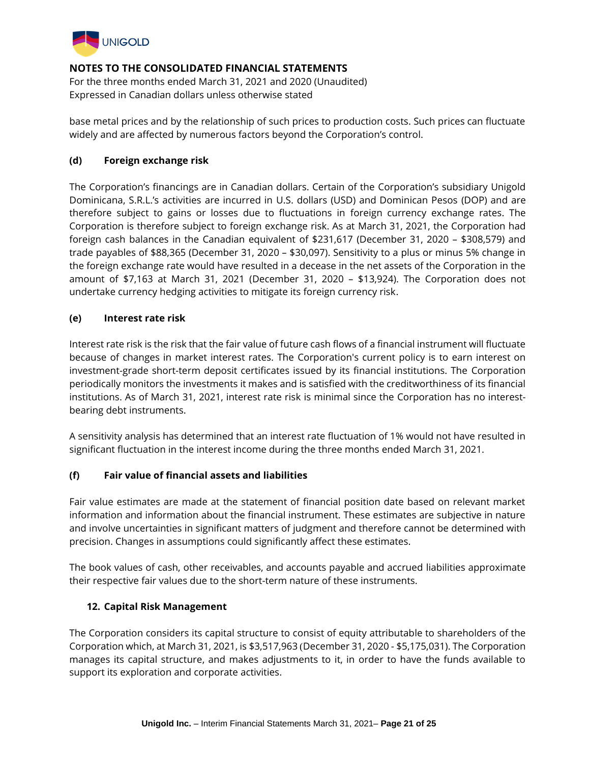base metal prices and by the relationship of such prices to production costs. Such prices can fluctuate widely and are affected by numerous factors beyond the Corporation's control.

#### (d) Foreign exchange risk

The Corporation's financings are in Canadian dollars. Certain of the Corporation's subsidiary Unigold Dominicana, S.R.L.'s activities are incurred in U.S. dollars (USD) and Dominican Pesos (DOP) and are therefore subject to gains or losses due to fluctuations in foreign currency exchange rates. The Corporation is therefore subject to foreign exchange risk. As at March 31, 2021, the Corporation had foreign cash balances in the Canadian equivalent of $231,617 (December 31, 2020 – $308,579) and trade payables of $88,365 (December 31, 2020 – $30,097). Sensitivity to a plus or minus 5% change in the foreign exchange rate would have resulted in a decease in the net assets of the Corporation in the amount of $7,163 at March 31, 2021 (December 31, 2020 – $13,924). The Corporation does not undertake currency hedging activities to mitigate its foreign currency risk.

#### (e) Interest rate risk

Interest rate risk is the risk that the fair value of future cash flows of a financial instrument will fluctuate because of changes in market interest rates. The Corporation's current policy is to earn interest on investment-grade short-term deposit certificates issued by its financial institutions. The Corporation periodically monitors the investments it makes and is satisfied with the creditworthiness of its financial institutions. As of March 31, 2021, interest rate risk is minimal since the Corporation has no interest-bearing debt instruments.

A sensitivity analysis has determined that an interest rate fluctuation of 1% would not have resulted in significant fluctuation in the interest income during the three months ended March 31, 2021.

#### (f) Fair value of financial assets and liabilities

Fair value estimates are made at the statement of financial position date based on relevant market information and information about the financial instrument. These estimates are subjective in nature and involve uncertainties in significant matters of judgment and therefore cannot be determined with precision. Changes in assumptions could significantly affect these estimates.

The book values of cash, other receivables, and accounts payable and accrued liabilities approximate their respective fair values due to the short-term nature of these instruments.

### 12. Capital Risk Management

The Corporation considers its capital structure to consist of equity attributable to shareholders of the Corporation which, at March 31, 2021, is $3,517,963 (December 31, 2020 - $5,175,031). The Corporation manages its capital structure, and makes adjustments to it, in order to have the funds available to support its exploration and corporate activities.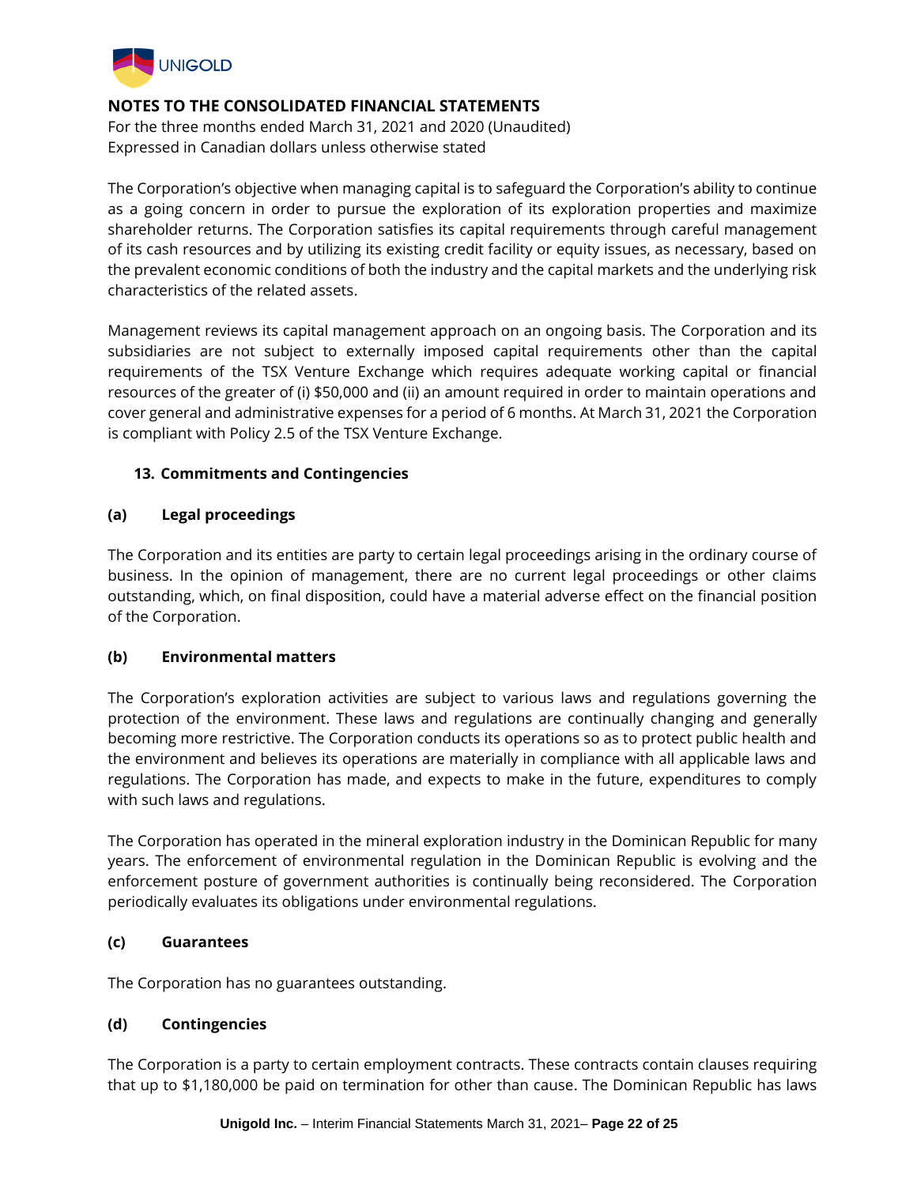The Corporation's objective when managing capital is to safeguard the Corporation's ability to continue as a going concern in order to pursue the exploration of its exploration properties and maximize shareholder returns. The Corporation satisfies its capital requirements through careful management of its cash resources and by utilizing its existing credit facility or equity issues, as necessary, based on the prevalent economic conditions of both the industry and the capital markets and the underlying risk characteristics of the related assets.

Management reviews its capital management approach on an ongoing basis. The Corporation and its subsidiaries are not subject to externally imposed capital requirements other than the capital requirements of the TSX Venture Exchange which requires adequate working capital or financial resources of the greater of (i) $50,000 and (ii) an amount required in order to maintain operations and cover general and administrative expenses for a period of 6 months. At March 31, 2021 the Corporation is compliant with Policy 2.5 of the TSX Venture Exchange.

## 13. Commitments and Contingencies

### (a) Legal proceedings

The Corporation and its entities are party to certain legal proceedings arising in the ordinary course of business. In the opinion of management, there are no current legal proceedings or other claims outstanding, which, on final disposition, could have a material adverse effect on the financial position of the Corporation.

### (b) Environmental matters

The Corporation's exploration activities are subject to various laws and regulations governing the protection of the environment. These laws and regulations are continually changing and generally becoming more restrictive. The Corporation conducts its operations so as to protect public health and the environment and believes its operations are materially in compliance with all applicable laws and regulations. The Corporation has made, and expects to make in the future, expenditures to comply with such laws and regulations.

The Corporation has operated in the mineral exploration industry in the Dominican Republic for many years. The enforcement of environmental regulation in the Dominican Republic is evolving and the enforcement posture of government authorities is continually being reconsidered. The Corporation periodically evaluates its obligations under environmental regulations.

### (c) Guarantees

The Corporation has no guarantees outstanding.

### (d) Contingencies

The Corporation is a party to certain employment contracts. These contracts contain clauses requiring that up to $1,180,000 be paid on termination for other than cause. The Dominican Republic has laws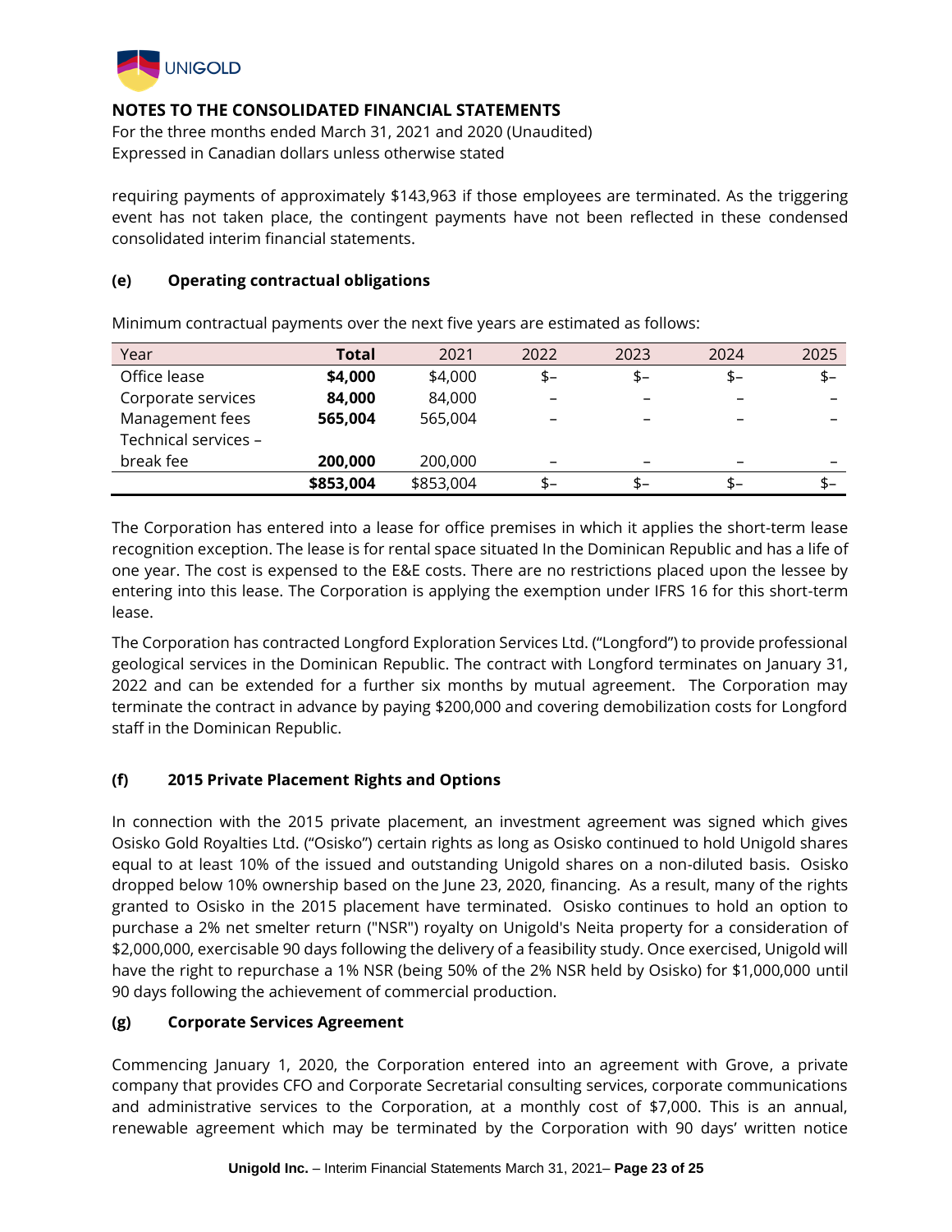## NOTES TO THE CONSOLIDATED FINANCIAL STATEMENTS

For the three months ended March 31, 2021 and 2020 (Unaudited)
Expressed in Canadian dollars unless otherwise stated

requiring payments of approximately $143,963 if those employees are terminated. As the triggering event has not taken place, the contingent payments have not been reflected in these condensed consolidated interim financial statements.

### (e) Operating contractual obligations

Minimum contractual payments over the next five years are estimated as follows:

| Year | Total | 2021 | 2022 | 2023 | 2024 | 2025 |
|---|---|---|---|---|---|---|
| Office lease | **$4,000** | $4,000 | $– | $– | $– | $– |
| Corporate services | **84,000** | 84,000 | – | – | – | – |
| Management fees | **565,004** | 565,004 | – | – | – | – |
| Technical services – break fee | **200,000** | 200,000 | – | – | – | – |
| | **$853,004** | $853,004 | $– | $– | $– | $– |

The Corporation has entered into a lease for office premises in which it applies the short-term lease recognition exception. The lease is for rental space situated In the Dominican Republic and has a life of one year. The cost is expensed to the E&E costs. There are no restrictions placed upon the lessee by entering into this lease. The Corporation is applying the exemption under IFRS 16 for this short-term lease.

The Corporation has contracted Longford Exploration Services Ltd. ("Longford") to provide professional geological services in the Dominican Republic. The contract with Longford terminates on January 31, 2022 and can be extended for a further six months by mutual agreement. The Corporation may terminate the contract in advance by paying $200,000 and covering demobilization costs for Longford staff in the Dominican Republic.

### (f) 2015 Private Placement Rights and Options

In connection with the 2015 private placement, an investment agreement was signed which gives Osisko Gold Royalties Ltd. ("Osisko") certain rights as long as Osisko continued to hold Unigold shares equal to at least 10% of the issued and outstanding Unigold shares on a non-diluted basis. Osisko dropped below 10% ownership based on the June 23, 2020, financing. As a result, many of the rights granted to Osisko in the 2015 placement have terminated. Osisko continues to hold an option to purchase a 2% net smelter return ("NSR") royalty on Unigold's Neita property for a consideration of $2,000,000, exercisable 90 days following the delivery of a feasibility study. Once exercised, Unigold will have the right to repurchase a 1% NSR (being 50% of the 2% NSR held by Osisko) for $1,000,000 until 90 days following the achievement of commercial production.

### (g) Corporate Services Agreement

Commencing January 1, 2020, the Corporation entered into an agreement with Grove, a private company that provides CFO and Corporate Secretarial consulting services, corporate communications and administrative services to the Corporation, at a monthly cost of $7,000. This is an annual, renewable agreement which may be terminated by the Corporation with 90 days' written notice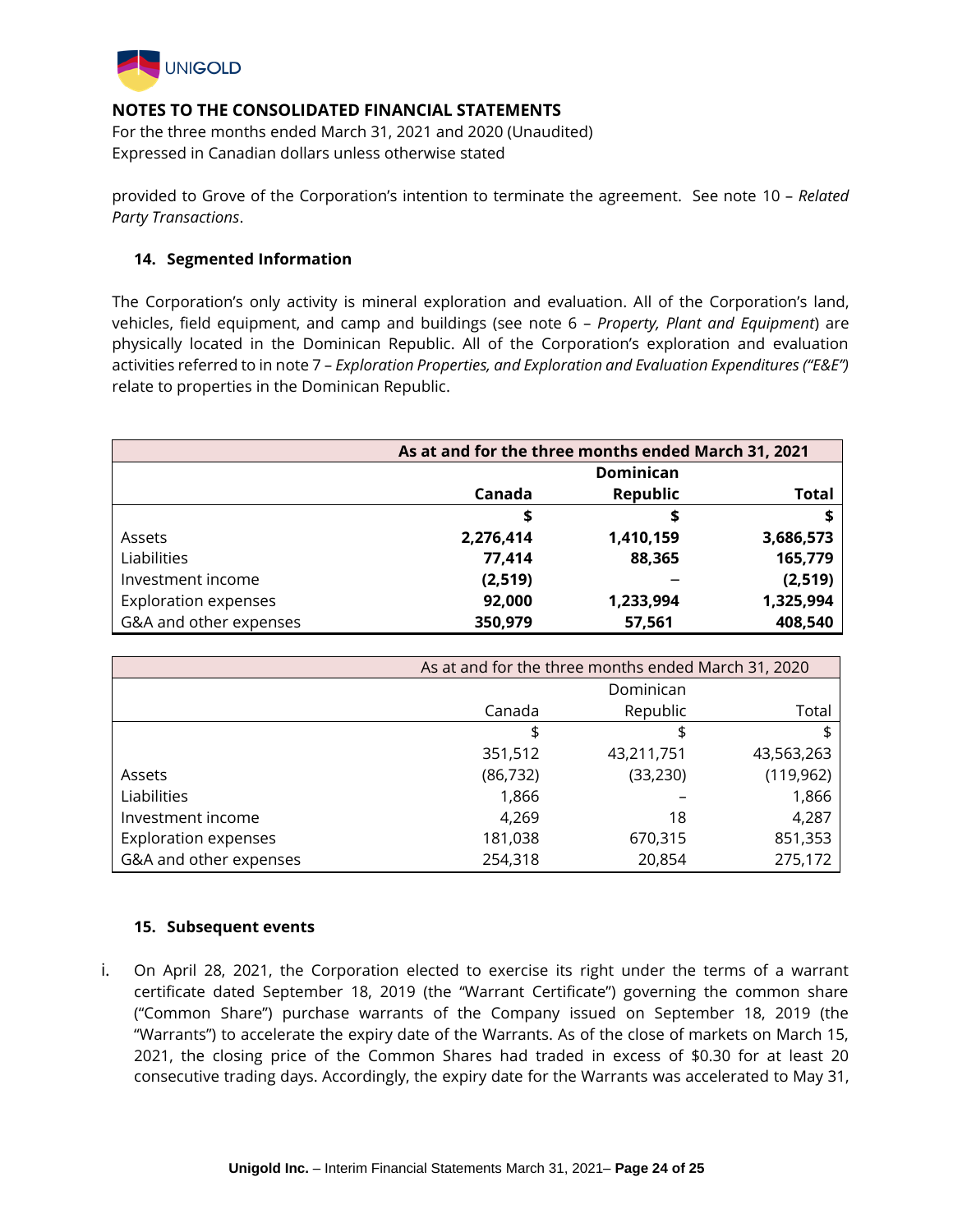**NOTES TO THE CONSOLIDATED FINANCIAL STATEMENTS**
For the three months ended March 31, 2021 and 2020 (Unaudited)
Expressed in Canadian dollars unless otherwise stated

provided to Grove of the Corporation's intention to terminate the agreement. See note 10 – *Related Party Transactions*.

## 14. Segmented Information

The Corporation's only activity is mineral exploration and evaluation. All of the Corporation's land, vehicles, field equipment, and camp and buildings (see note 6 – *Property, Plant and Equipment*) are physically located in the Dominican Republic. All of the Corporation's exploration and evaluation activities referred to in note 7 – *Exploration Properties, and Exploration and Evaluation Expenditures ("E&E")* relate to properties in the Dominican Republic.

| | **As at and for the three months ended March 31, 2021** | | |
|---|---|---|---|
| | **Canada** | **Dominican Republic** | **Total** |
| | **$** | **$** | **$** |
| Assets | **2,276,414** | **1,410,159** | **3,686,573** |
| Liabilities | **77,414** | **88,365** | **165,779** |
| Investment income | **(2,519)** | **–** | **(2,519)** |
| Exploration expenses | **92,000** | **1,233,994** | **1,325,994** |
| G&A and other expenses | **350,979** | **57,561** | **408,540** |

| | As at and for the three months ended March 31, 2020 | | |
|---|---|---|---|
| | Canada | Dominican Republic | Total |
| | $ | $ | $ |
| | 351,512 | 43,211,751 | 43,563,263 |
| Assets | (86,732) | (33,230) | (119,962) |
| Liabilities | 1,866 | – | 1,866 |
| Investment income | 4,269 | 18 | 4,287 |
| Exploration expenses | 181,038 | 670,315 | 851,353 |
| G&A and other expenses | 254,318 | 20,854 | 275,172 |

## 15. Subsequent events

i. On April 28, 2021, the Corporation elected to exercise its right under the terms of a warrant certificate dated September 18, 2019 (the "Warrant Certificate") governing the common share ("Common Share") purchase warrants of the Company issued on September 18, 2019 (the "Warrants") to accelerate the expiry date of the Warrants. As of the close of markets on March 15, 2021, the closing price of the Common Shares had traded in excess of $0.30 for at least 20 consecutive trading days. Accordingly, the expiry date for the Warrants was accelerated to May 31,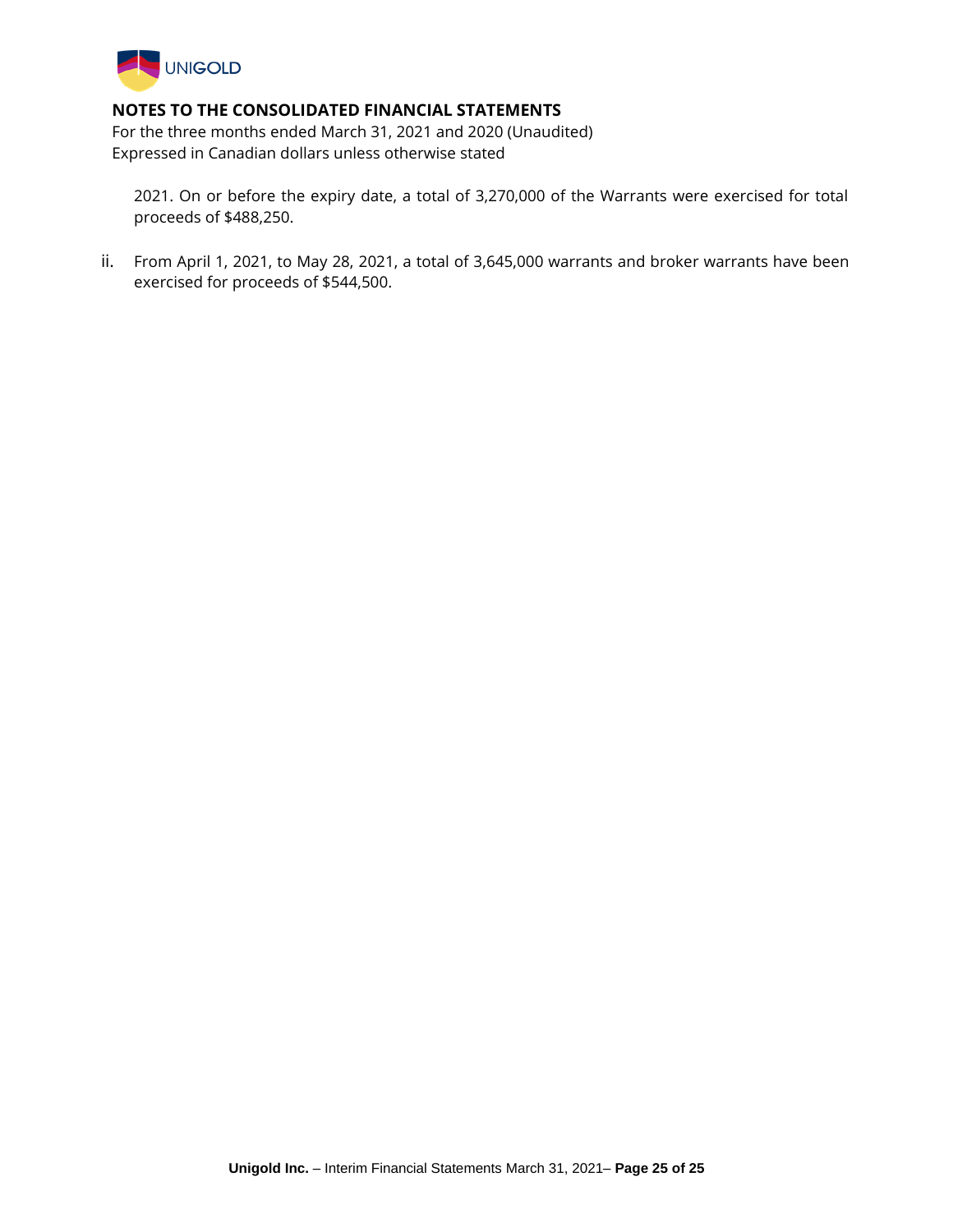2021. On or before the expiry date, a total of 3,270,000 of the Warrants were exercised for total proceeds of $488,250.

ii. From April 1, 2021, to May 28, 2021, a total of 3,645,000 warrants and broker warrants have been exercised for proceeds of $544,500.